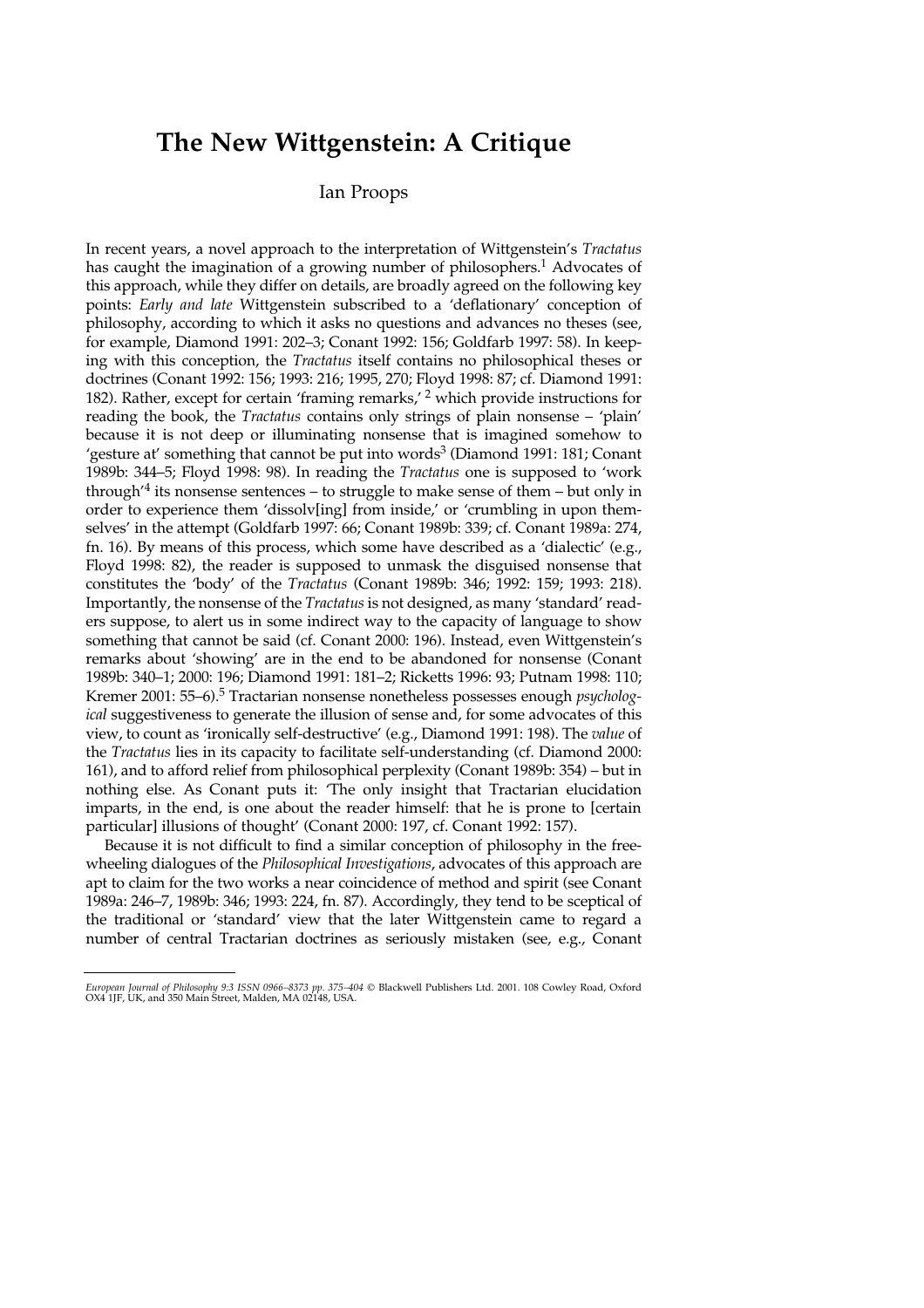# The New Wittgenstein: A Critique

Ian Proops

In recent years, a novel approach to the interpretation of Wittgenstein's *Tractatus* has caught the imagination of a growing number of philosophers.[1] Advocates of this approach, while they differ on details, are broadly agreed on the following key points: *Early and late* Wittgenstein subscribed to a 'deflationary' conception of philosophy, according to which it asks no questions and advances no theses (see, for example, Diamond 1991: 202–3; Conant 1992: 156; Goldfarb 1997: 58). In keeping with this conception, the *Tractatus* itself contains no philosophical theses or doctrines (Conant 1992: 156; 1993: 216; 1995, 270; Floyd 1998: 87; cf. Diamond 1991: 182). Rather, except for certain 'framing remarks,'[2] which provide instructions for reading the book, the *Tractatus* contains only strings of plain nonsense – 'plain' because it is not deep or illuminating nonsense that is imagined somehow to 'gesture at' something that cannot be put into words[3] (Diamond 1991: 181; Conant 1989b: 344–5; Floyd 1998: 98). In reading the *Tractatus* one is supposed to 'work through'[4] its nonsense sentences – to struggle to make sense of them – but only in order to experience them 'dissolv[ing] from inside,' or 'crumbling in upon themselves' in the attempt (Goldfarb 1997: 66; Conant 1989b: 339; cf. Conant 1989a: 274, fn. 16). By means of this process, which some have described as a 'dialectic' (e.g., Floyd 1998: 82), the reader is supposed to unmask the disguised nonsense that constitutes the 'body' of the *Tractatus* (Conant 1989b: 346; 1992: 159; 1993: 218). Importantly, the nonsense of the *Tractatus* is not designed, as many 'standard' readers suppose, to alert us in some indirect way to the capacity of language to show something that cannot be said (cf. Conant 2000: 196). Instead, even Wittgenstein's remarks about 'showing' are in the end to be abandoned for nonsense (Conant 1989b: 340–1; 2000: 196; Diamond 1991: 181–2; Ricketts 1996: 93; Putnam 1998: 110; Kremer 2001: 55–6).[5] Tractarian nonsense nonetheless possesses enough *psychological* suggestiveness to generate the illusion of sense and, for some advocates of this view, to count as 'ironically self-destructive' (e.g., Diamond 1991: 198). The *value* of the *Tractatus* lies in its capacity to facilitate self-understanding (cf. Diamond 2000: 161), and to afford relief from philosophical perplexity (Conant 1989b: 354) – but in nothing else. As Conant puts it: 'The only insight that Tractarian elucidation imparts, in the end, is one about the reader himself: that he is prone to [certain particular] illusions of thought' (Conant 2000: 197, cf. Conant 1992: 157).

Because it is not difficult to find a similar conception of philosophy in the freewheeling dialogues of the *Philosophical Investigations*, advocates of this approach are apt to claim for the two works a near coincidence of method and spirit (see Conant 1989a: 246–7, 1989b: 346; 1993: 224, fn. 87). Accordingly, they tend to be sceptical of the traditional or 'standard' view that the later Wittgenstein came to regard a number of central Tractarian doctrines as seriously mistaken (see, e.g., Conant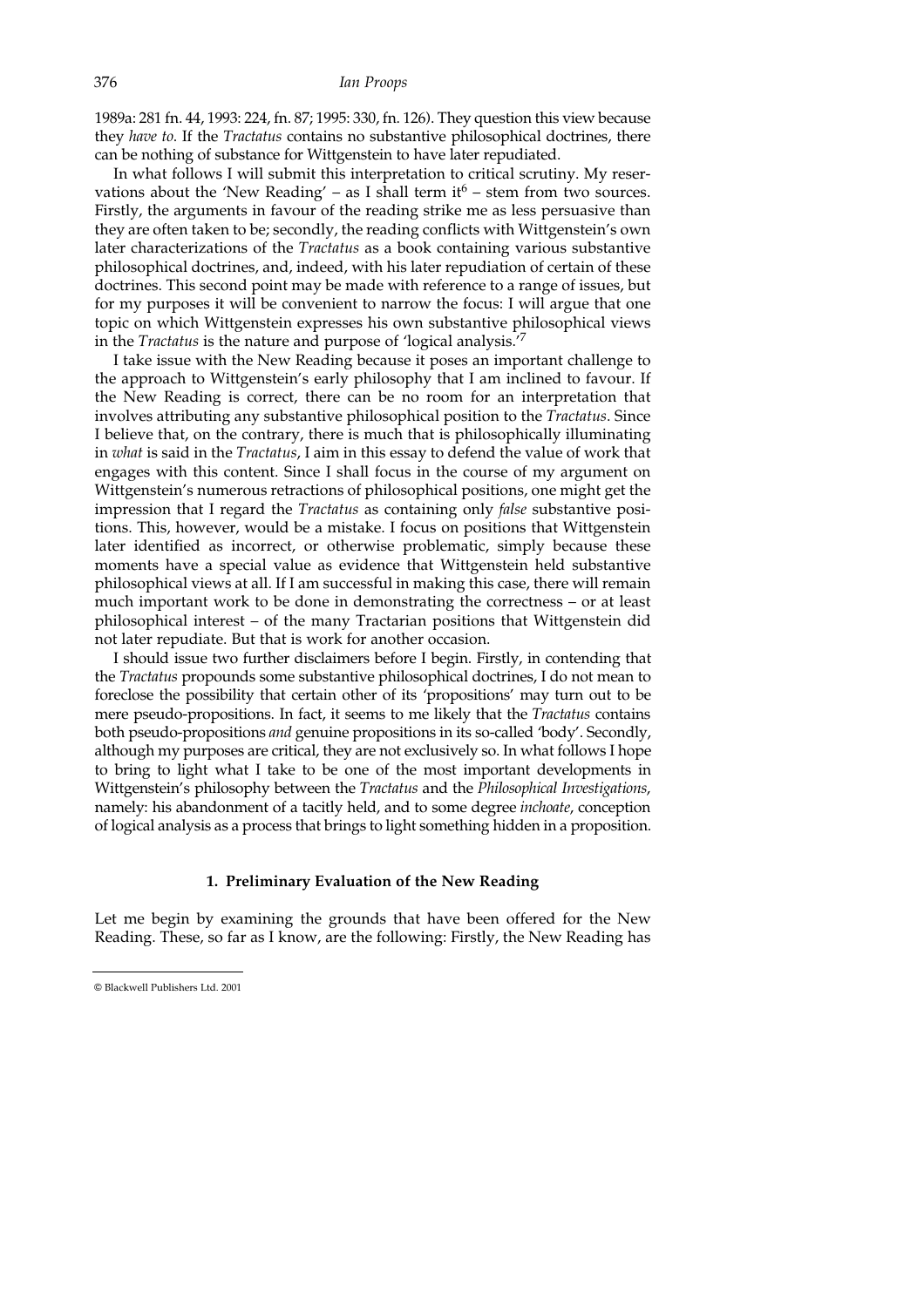1989a: 281 fn. 44, 1993: 224, fn. 87; 1995: 330, fn. 126). They question this view because they *have to*. If the *Tractatus* contains no substantive philosophical doctrines, there can be nothing of substance for Wittgenstein to have later repudiated.

In what follows I will submit this interpretation to critical scrutiny. My reservations about the 'New Reading' – as I shall term it[6] – stem from two sources. Firstly, the arguments in favour of the reading strike me as less persuasive than they are often taken to be; secondly, the reading conflicts with Wittgenstein's own later characterizations of the *Tractatus* as a book containing various substantive philosophical doctrines, and, indeed, with his later repudiation of certain of these doctrines. This second point may be made with reference to a range of issues, but for my purposes it will be convenient to narrow the focus: I will argue that one topic on which Wittgenstein expresses his own substantive philosophical views in the *Tractatus* is the nature and purpose of 'logical analysis.'[7]

I take issue with the New Reading because it poses an important challenge to the approach to Wittgenstein's early philosophy that I am inclined to favour. If the New Reading is correct, there can be no room for an interpretation that involves attributing any substantive philosophical position to the *Tractatus*. Since I believe that, on the contrary, there is much that is philosophically illuminating in *what* is said in the *Tractatus*, I aim in this essay to defend the value of work that engages with this content. Since I shall focus in the course of my argument on Wittgenstein's numerous retractions of philosophical positions, one might get the impression that I regard the *Tractatus* as containing only *false* substantive positions. This, however, would be a mistake. I focus on positions that Wittgenstein later identified as incorrect, or otherwise problematic, simply because these moments have a special value as evidence that Wittgenstein held substantive philosophical views at all. If I am successful in making this case, there will remain much important work to be done in demonstrating the correctness – or at least philosophical interest – of the many Tractarian positions that Wittgenstein did not later repudiate. But that is work for another occasion.

I should issue two further disclaimers before I begin. Firstly, in contending that the *Tractatus* propounds some substantive philosophical doctrines, I do not mean to foreclose the possibility that certain other of its 'propositions' may turn out to be mere pseudo-propositions. In fact, it seems to me likely that the *Tractatus* contains both pseudo-propositions *and* genuine propositions in its so-called 'body'. Secondly, although my purposes are critical, they are not exclusively so. In what follows I hope to bring to light what I take to be one of the most important developments in Wittgenstein's philosophy between the *Tractatus* and the *Philosophical Investigations*, namely: his abandonment of a tacitly held, and to some degree *inchoate*, conception of logical analysis as a process that brings to light something hidden in a proposition.

## 1. Preliminary Evaluation of the New Reading

Let me begin by examining the grounds that have been offered for the New Reading. These, so far as I know, are the following: Firstly, the New Reading has

© Blackwell Publishers Ltd. 2001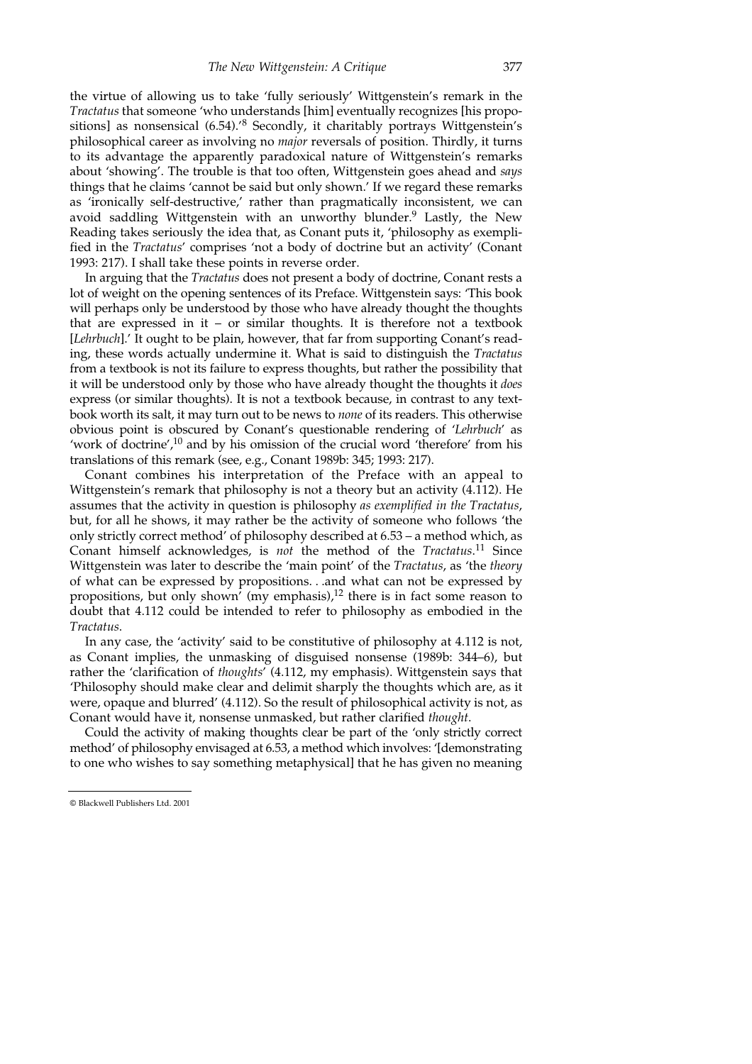the virtue of allowing us to take 'fully seriously' Wittgenstein's remark in the *Tractatus* that someone 'who understands [him] eventually recognizes [his propositions] as nonsensical (6.54).'[8] Secondly, it charitably portrays Wittgenstein's philosophical career as involving no *major* reversals of position. Thirdly, it turns to its advantage the apparently paradoxical nature of Wittgenstein's remarks about 'showing'. The trouble is that too often, Wittgenstein goes ahead and *says* things that he claims 'cannot be said but only shown.' If we regard these remarks as 'ironically self-destructive,' rather than pragmatically inconsistent, we can avoid saddling Wittgenstein with an unworthy blunder.[9] Lastly, the New Reading takes seriously the idea that, as Conant puts it, 'philosophy as exemplified in the *Tractatus*' comprises 'not a body of doctrine but an activity' (Conant 1993: 217). I shall take these points in reverse order.

In arguing that the *Tractatus* does not present a body of doctrine, Conant rests a lot of weight on the opening sentences of its Preface. Wittgenstein says: 'This book will perhaps only be understood by those who have already thought the thoughts that are expressed in it – or similar thoughts. It is therefore not a textbook [*Lehrbuch*].' It ought to be plain, however, that far from supporting Conant's reading, these words actually undermine it. What is said to distinguish the *Tractatus* from a textbook is not its failure to express thoughts, but rather the possibility that it will be understood only by those who have already thought the thoughts it *does* express (or similar thoughts). It is not a textbook because, in contrast to any textbook worth its salt, it may turn out to be news to *none* of its readers. This otherwise obvious point is obscured by Conant's questionable rendering of '*Lehrbuch*' as 'work of doctrine',[10] and by his omission of the crucial word 'therefore' from his translations of this remark (see, e.g., Conant 1989b: 345; 1993: 217).

Conant combines his interpretation of the Preface with an appeal to Wittgenstein's remark that philosophy is not a theory but an activity (4.112). He assumes that the activity in question is philosophy *as exemplified in the Tractatus*, but, for all he shows, it may rather be the activity of someone who follows 'the only strictly correct method' of philosophy described at 6.53 – a method which, as Conant himself acknowledges, is *not* the method of the *Tractatus*.[11] Since Wittgenstein was later to describe the 'main point' of the *Tractatus*, as 'the *theory* of what can be expressed by propositions. . .and what can not be expressed by propositions, but only shown' (my emphasis),[12] there is in fact some reason to doubt that 4.112 could be intended to refer to philosophy as embodied in the *Tractatus*.

In any case, the 'activity' said to be constitutive of philosophy at 4.112 is not, as Conant implies, the unmasking of disguised nonsense (1989b: 344–6), but rather the 'clarification of *thoughts*' (4.112, my emphasis). Wittgenstein says that 'Philosophy should make clear and delimit sharply the thoughts which are, as it were, opaque and blurred' (4.112). So the result of philosophical activity is not, as Conant would have it, nonsense unmasked, but rather clarified *thought*.

Could the activity of making thoughts clear be part of the 'only strictly correct method' of philosophy envisaged at 6.53, a method which involves: '[demonstrating to one who wishes to say something metaphysical] that he has given no meaning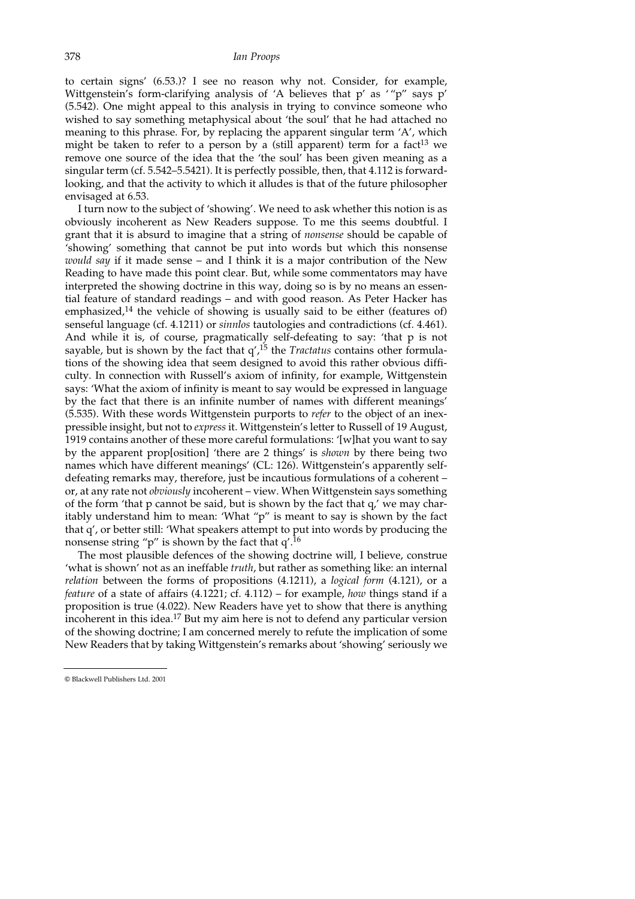to certain signs' (6.53.)? I see no reason why not. Consider, for example, Wittgenstein's form-clarifying analysis of 'A believes that p' as '"p" says p' (5.542). One might appeal to this analysis in trying to convince someone who wished to say something metaphysical about 'the soul' that he had attached no meaning to this phrase. For, by replacing the apparent singular term 'A', which might be taken to refer to a person by a (still apparent) term for a fact[13] we remove one source of the idea that the 'the soul' has been given meaning as a singular term (cf. 5.542–5.5421). It is perfectly possible, then, that 4.112 is forward-looking, and that the activity to which it alludes is that of the future philosopher envisaged at 6.53.

I turn now to the subject of 'showing'. We need to ask whether this notion is as obviously incoherent as New Readers suppose. To me this seems doubtful. I grant that it is absurd to imagine that a string of *nonsense* should be capable of 'showing' something that cannot be put into words but which this nonsense *would say* if it made sense – and I think it is a major contribution of the New Reading to have made this point clear. But, while some commentators may have interpreted the showing doctrine in this way, doing so is by no means an essential feature of standard readings – and with good reason. As Peter Hacker has emphasized,[14] the vehicle of showing is usually said to be either (features of) senseful language (cf. 4.1211) or *sinnlos* tautologies and contradictions (cf. 4.461). And while it is, of course, pragmatically self-defeating to say: 'that p is not sayable, but is shown by the fact that q',[15] the *Tractatus* contains other formulations of the showing idea that seem designed to avoid this rather obvious difficulty. In connection with Russell's axiom of infinity, for example, Wittgenstein says: 'What the axiom of infinity is meant to say would be expressed in language by the fact that there is an infinite number of names with different meanings' (5.535). With these words Wittgenstein purports to *refer* to the object of an inexpressible insight, but not to *express* it. Wittgenstein's letter to Russell of 19 August, 1919 contains another of these more careful formulations: '[w]hat you want to say by the apparent prop[osition] 'there are 2 things' is *shown* by there being two names which have different meanings' (CL: 126). Wittgenstein's apparently self-defeating remarks may, therefore, just be incautious formulations of a coherent – or, at any rate not *obviously* incoherent – view. When Wittgenstein says something of the form 'that p cannot be said, but is shown by the fact that q,' we may charitably understand him to mean: 'What "p" is meant to say is shown by the fact that q', or better still: 'What speakers attempt to put into words by producing the nonsense string "p" is shown by the fact that q'.[16]

The most plausible defences of the showing doctrine will, I believe, construe 'what is shown' not as an ineffable *truth*, but rather as something like: an internal *relation* between the forms of propositions (4.1211), a *logical form* (4.121), or a *feature* of a state of affairs (4.1221; cf. 4.112) – for example, *how* things stand if a proposition is true (4.022). New Readers have yet to show that there is anything incoherent in this idea.[17] But my aim here is not to defend any particular version of the showing doctrine; I am concerned merely to refute the implication of some New Readers that by taking Wittgenstein's remarks about 'showing' seriously we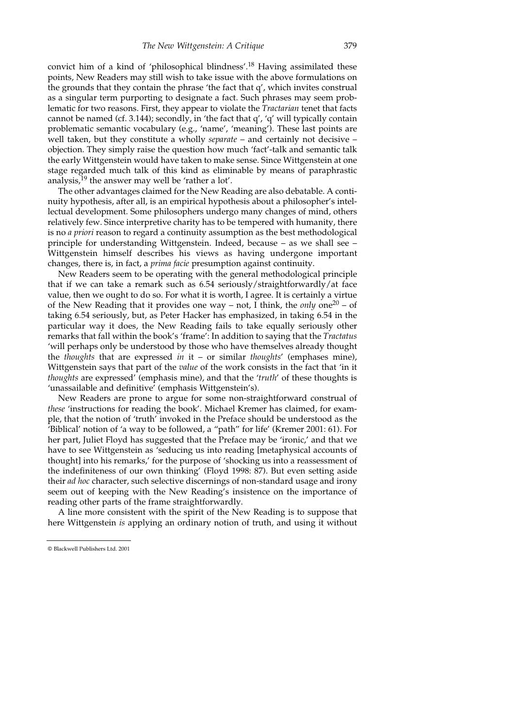convict him of a kind of 'philosophical blindness'.[18] Having assimilated these points, New Readers may still wish to take issue with the above formulations on the grounds that they contain the phrase 'the fact that q', which invites construal as a singular term purporting to designate a fact. Such phrases may seem problematic for two reasons. First, they appear to violate the *Tractarian* tenet that facts cannot be named (cf. 3.144); secondly, in 'the fact that q', 'q' will typically contain problematic semantic vocabulary (e.g., 'name', 'meaning'). These last points are well taken, but they constitute a wholly *separate* – and certainly not decisive – objection. They simply raise the question how much 'fact'-talk and semantic talk the early Wittgenstein would have taken to make sense. Since Wittgenstein at one stage regarded much talk of this kind as eliminable by means of paraphrastic analysis,[19] the answer may well be 'rather a lot'.

The other advantages claimed for the New Reading are also debatable. A continuity hypothesis, after all, is an empirical hypothesis about a philosopher's intellectual development. Some philosophers undergo many changes of mind, others relatively few. Since interpretive charity has to be tempered with humanity, there is no *a priori* reason to regard a continuity assumption as the best methodological principle for understanding Wittgenstein. Indeed, because – as we shall see – Wittgenstein himself describes his views as having undergone important changes, there is, in fact, a *prima facie* presumption against continuity.

New Readers seem to be operating with the general methodological principle that if we can take a remark such as 6.54 seriously/straightforwardly/at face value, then we ought to do so. For what it is worth, I agree. It is certainly a virtue of the New Reading that it provides one way – not, I think, the *only* one[20] – of taking 6.54 seriously, but, as Peter Hacker has emphasized, in taking 6.54 in the particular way it does, the New Reading fails to take equally seriously other remarks that fall within the book's 'frame': In addition to saying that the *Tractatus* 'will perhaps only be understood by those who have themselves already thought the *thoughts* that are expressed *in* it – or similar *thoughts*' (emphases mine), Wittgenstein says that part of the *value* of the work consists in the fact that 'in it *thoughts* are expressed' (emphasis mine), and that the '*truth*' of these thoughts is 'unassailable and definitive' (emphasis Wittgenstein's).

New Readers are prone to argue for some non-straightforward construal of *these* 'instructions for reading the book'. Michael Kremer has claimed, for example, that the notion of 'truth' invoked in the Preface should be understood as the 'Biblical' notion of 'a way to be followed, a "path" for life' (Kremer 2001: 61). For her part, Juliet Floyd has suggested that the Preface may be 'ironic,' and that we have to see Wittgenstein as 'seducing us into reading [metaphysical accounts of thought] into his remarks,' for the purpose of 'shocking us into a reassessment of the indefiniteness of our own thinking' (Floyd 1998: 87). But even setting aside their *ad hoc* character, such selective discernings of non-standard usage and irony seem out of keeping with the New Reading's insistence on the importance of reading other parts of the frame straightforwardly.

A line more consistent with the spirit of the New Reading is to suppose that here Wittgenstein *is* applying an ordinary notion of truth, and using it without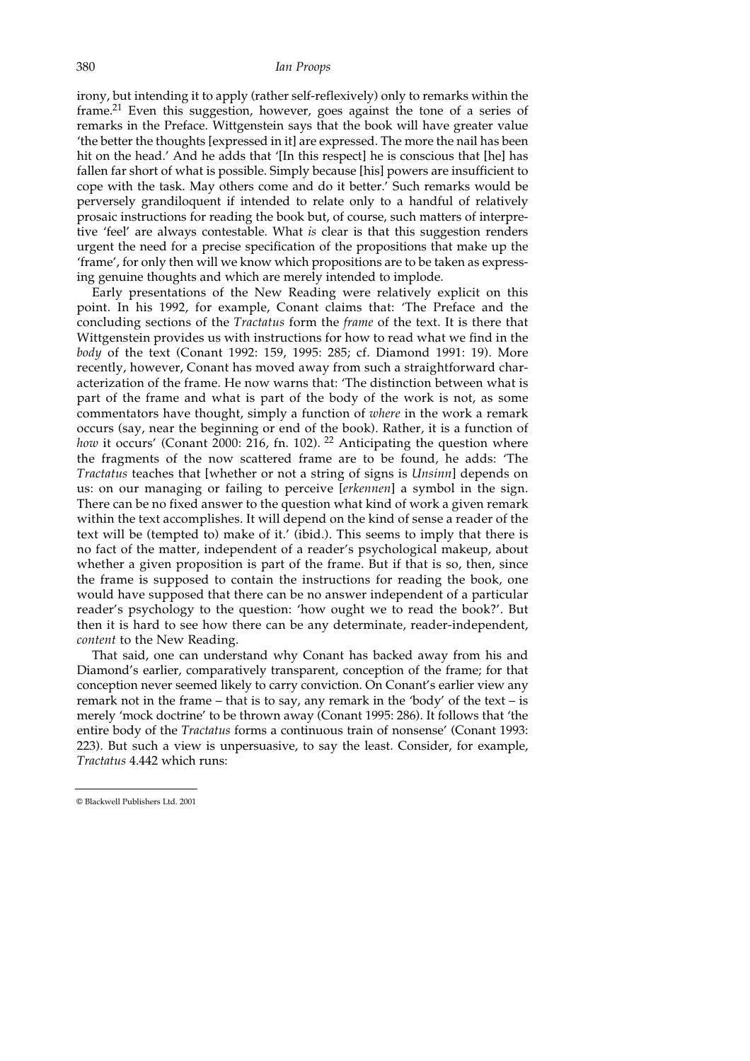irony, but intending it to apply (rather self-reflexively) only to remarks within the frame.[21] Even this suggestion, however, goes against the tone of a series of remarks in the Preface. Wittgenstein says that the book will have greater value 'the better the thoughts [expressed in it] are expressed. The more the nail has been hit on the head.' And he adds that '[In this respect] he is conscious that [he] has fallen far short of what is possible. Simply because [his] powers are insufficient to cope with the task. May others come and do it better.' Such remarks would be perversely grandiloquent if intended to relate only to a handful of relatively prosaic instructions for reading the book but, of course, such matters of interpretive 'feel' are always contestable. What *is* clear is that this suggestion renders urgent the need for a precise specification of the propositions that make up the 'frame', for only then will we know which propositions are to be taken as expressing genuine thoughts and which are merely intended to implode.

Early presentations of the New Reading were relatively explicit on this point. In his 1992, for example, Conant claims that: 'The Preface and the concluding sections of the *Tractatus* form the *frame* of the text. It is there that Wittgenstein provides us with instructions for how to read what we find in the *body* of the text (Conant 1992: 159, 1995: 285; cf. Diamond 1991: 19). More recently, however, Conant has moved away from such a straightforward characterization of the frame. He now warns that: 'The distinction between what is part of the frame and what is part of the body of the work is not, as some commentators have thought, simply a function of *where* in the work a remark occurs (say, near the beginning or end of the book). Rather, it is a function of *how* it occurs' (Conant 2000: 216, fn. 102). [22] Anticipating the question where the fragments of the now scattered frame are to be found, he adds: 'The *Tractatus* teaches that [whether or not a string of signs is *Unsinn*] depends on us: on our managing or failing to perceive [*erkennen*] a symbol in the sign. There can be no fixed answer to the question what kind of work a given remark within the text accomplishes. It will depend on the kind of sense a reader of the text will be (tempted to) make of it.' (ibid.). This seems to imply that there is no fact of the matter, independent of a reader's psychological makeup, about whether a given proposition is part of the frame. But if that is so, then, since the frame is supposed to contain the instructions for reading the book, one would have supposed that there can be no answer independent of a particular reader's psychology to the question: 'how ought we to read the book?'. But then it is hard to see how there can be any determinate, reader-independent, *content* to the New Reading.

That said, one can understand why Conant has backed away from his and Diamond's earlier, comparatively transparent, conception of the frame; for that conception never seemed likely to carry conviction. On Conant's earlier view any remark not in the frame – that is to say, any remark in the 'body' of the text – is merely 'mock doctrine' to be thrown away (Conant 1995: 286). It follows that 'the entire body of the *Tractatus* forms a continuous train of nonsense' (Conant 1993: 223). But such a view is unpersuasive, to say the least. Consider, for example, *Tractatus* 4.442 which runs: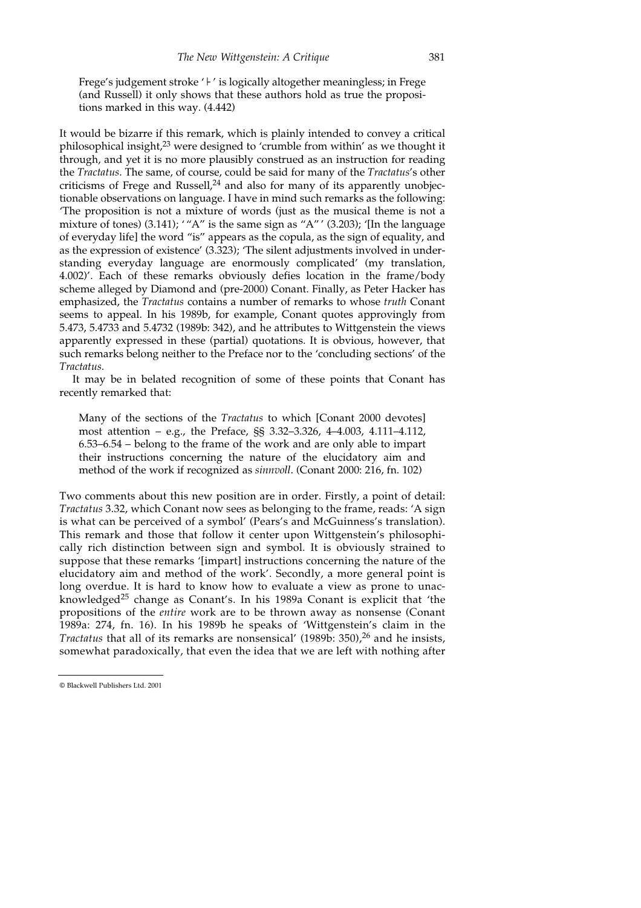Frege's judgement stroke '⊦' is logically altogether meaningless; in Frege (and Russell) it only shows that these authors hold as true the propositions marked in this way. (4.442)

It would be bizarre if this remark, which is plainly intended to convey a critical philosophical insight,[23] were designed to 'crumble from within' as we thought it through, and yet it is no more plausibly construed as an instruction for reading the *Tractatus*. The same, of course, could be said for many of the *Tractatus*'s other criticisms of Frege and Russell,[24] and also for many of its apparently unobjectionable observations on language. I have in mind such remarks as the following: 'The proposition is not a mixture of words (just as the musical theme is not a mixture of tones) (3.141); '"A" is the same sign as "A"' (3.203); '[In the language of everyday life] the word "is" appears as the copula, as the sign of equality, and as the expression of existence' (3.323); 'The silent adjustments involved in understanding everyday language are enormously complicated' (my translation, 4.002)'. Each of these remarks obviously defies location in the frame/body scheme alleged by Diamond and (pre-2000) Conant. Finally, as Peter Hacker has emphasized, the *Tractatus* contains a number of remarks to whose *truth* Conant seems to appeal. In his 1989b, for example, Conant quotes approvingly from 5.473, 5.4733 and 5.4732 (1989b: 342), and he attributes to Wittgenstein the views apparently expressed in these (partial) quotations. It is obvious, however, that such remarks belong neither to the Preface nor to the 'concluding sections' of the *Tractatus*.

It may be in belated recognition of some of these points that Conant has recently remarked that:

> Many of the sections of the *Tractatus* to which [Conant 2000 devotes] most attention – e.g., the Preface, §§ 3.32–3.326, 4–4.003, 4.111–4.112, 6.53–6.54 – belong to the frame of the work and are only able to impart their instructions concerning the nature of the elucidatory aim and method of the work if recognized as *sinnvoll*. (Conant 2000: 216, fn. 102)

Two comments about this new position are in order. Firstly, a point of detail: *Tractatus* 3.32, which Conant now sees as belonging to the frame, reads: 'A sign is what can be perceived of a symbol' (Pears's and McGuinness's translation). This remark and those that follow it center upon Wittgenstein's philosophically rich distinction between sign and symbol. It is obviously strained to suppose that these remarks '[impart] instructions concerning the nature of the elucidatory aim and method of the work'. Secondly, a more general point is long overdue. It is hard to know how to evaluate a view as prone to unacknowledged[25] change as Conant's. In his 1989a Conant is explicit that 'the propositions of the *entire* work are to be thrown away as nonsense (Conant 1989a: 274, fn. 16). In his 1989b he speaks of 'Wittgenstein's claim in the *Tractatus* that all of its remarks are nonsensical' (1989b: 350),[26] and he insists, somewhat paradoxically, that even the idea that we are left with nothing after

© Blackwell Publishers Ltd. 2001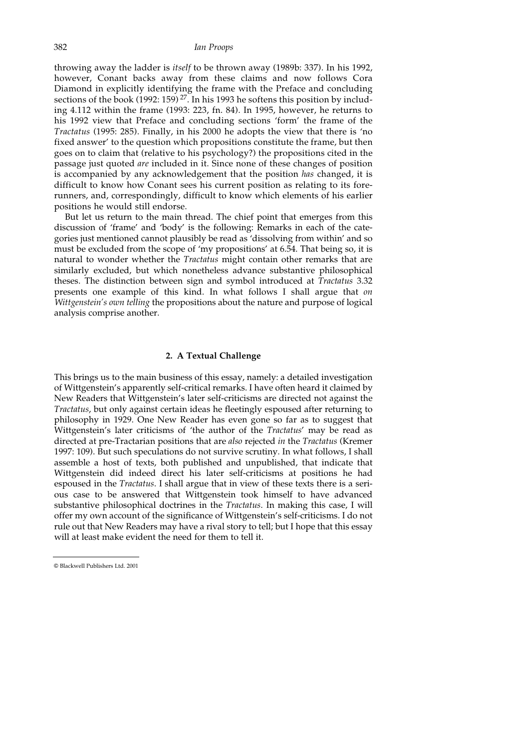throwing away the ladder is *itself* to be thrown away (1989b: 337). In his 1992, however, Conant backs away from these claims and now follows Cora Diamond in explicitly identifying the frame with the Preface and concluding sections of the book (1992: 159)[27]. In his 1993 he softens this position by including 4.112 within the frame (1993: 223, fn. 84). In 1995, however, he returns to his 1992 view that Preface and concluding sections 'form' the frame of the *Tractatus* (1995: 285). Finally, in his 2000 he adopts the view that there is 'no fixed answer' to the question which propositions constitute the frame, but then goes on to claim that (relative to his psychology?) the propositions cited in the passage just quoted *are* included in it. Since none of these changes of position is accompanied by any acknowledgement that the position *has* changed, it is difficult to know how Conant sees his current position as relating to its forerunners, and, correspondingly, difficult to know which elements of his earlier positions he would still endorse.

But let us return to the main thread. The chief point that emerges from this discussion of 'frame' and 'body' is the following: Remarks in each of the categories just mentioned cannot plausibly be read as 'dissolving from within' and so must be excluded from the scope of 'my propositions' at 6.54. That being so, it is natural to wonder whether the *Tractatus* might contain other remarks that are similarly excluded, but which nonetheless advance substantive philosophical theses. The distinction between sign and symbol introduced at *Tractatus* 3.32 presents one example of this kind. In what follows I shall argue that *on Wittgenstein's own telling* the propositions about the nature and purpose of logical analysis comprise another.

## 2. A Textual Challenge

This brings us to the main business of this essay, namely: a detailed investigation of Wittgenstein's apparently self-critical remarks. I have often heard it claimed by New Readers that Wittgenstein's later self-criticisms are directed not against the *Tractatus*, but only against certain ideas he fleetingly espoused after returning to philosophy in 1929. One New Reader has even gone so far as to suggest that Wittgenstein's later criticisms of 'the author of the *Tractatus*' may be read as directed at pre-Tractarian positions that are *also* rejected *in* the *Tractatus* (Kremer 1997: 109). But such speculations do not survive scrutiny. In what follows, I shall assemble a host of texts, both published and unpublished, that indicate that Wittgenstein did indeed direct his later self-criticisms at positions he had espoused in the *Tractatus*. I shall argue that in view of these texts there is a serious case to be answered that Wittgenstein took himself to have advanced substantive philosophical doctrines in the *Tractatus*. In making this case, I will offer my own account of the significance of Wittgenstein's self-criticisms. I do not rule out that New Readers may have a rival story to tell; but I hope that this essay will at least make evident the need for them to tell it.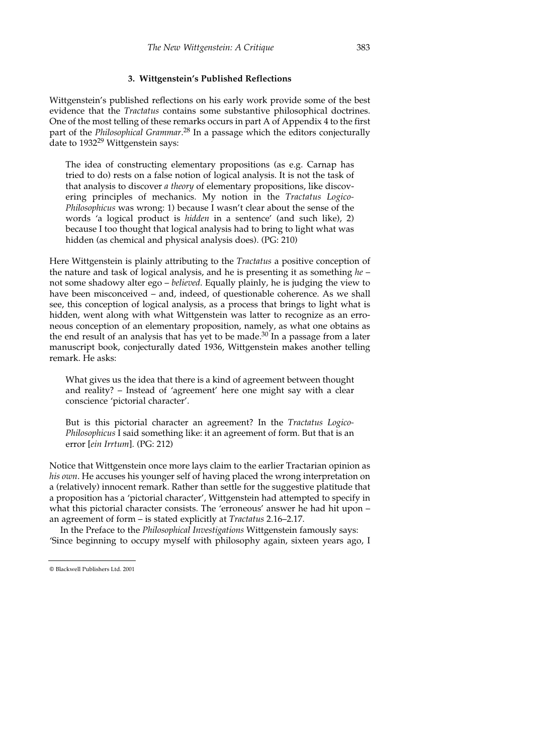### 3. Wittgenstein's Published Reflections

Wittgenstein's published reflections on his early work provide some of the best evidence that the *Tractatus* contains some substantive philosophical doctrines. One of the most telling of these remarks occurs in part A of Appendix 4 to the first part of the *Philosophical Grammar*.[28] In a passage which the editors conjecturally date to 1932[29] Wittgenstein says:

> The idea of constructing elementary propositions (as e.g. Carnap has tried to do) rests on a false notion of logical analysis. It is not the task of that analysis to discover *a theory* of elementary propositions, like discovering principles of mechanics. My notion in the *Tractatus Logico-Philosophicus* was wrong: 1) because I wasn't clear about the sense of the words 'a logical product is *hidden* in a sentence' (and such like), 2) because I too thought that logical analysis had to bring to light what was hidden (as chemical and physical analysis does). (PG: 210)

Here Wittgenstein is plainly attributing to the *Tractatus* a positive conception of the nature and task of logical analysis, and he is presenting it as something *he* – not some shadowy alter ego – *believed*. Equally plainly, he is judging the view to have been misconceived – and, indeed, of questionable coherence. As we shall see, this conception of logical analysis, as a process that brings to light what is hidden, went along with what Wittgenstein was latter to recognize as an erroneous conception of an elementary proposition, namely, as what one obtains as the end result of an analysis that has yet to be made.[30] In a passage from a later manuscript book, conjecturally dated 1936, Wittgenstein makes another telling remark. He asks:

> What gives us the idea that there is a kind of agreement between thought and reality? – Instead of 'agreement' here one might say with a clear conscience 'pictorial character'.
>
> But is this pictorial character an agreement? In the *Tractatus Logico-Philosophicus* I said something like: it an agreement of form. But that is an error [*ein Irrtum*]. (PG: 212)

Notice that Wittgenstein once more lays claim to the earlier Tractarian opinion as *his own*. He accuses his younger self of having placed the wrong interpretation on a (relatively) innocent remark. Rather than settle for the suggestive platitude that a proposition has a 'pictorial character', Wittgenstein had attempted to specify in what this pictorial character consists. The 'erroneous' answer he had hit upon – an agreement of form – is stated explicitly at *Tractatus* 2.16–2.17.

In the Preface to the *Philosophical Investigations* Wittgenstein famously says: 'Since beginning to occupy myself with philosophy again, sixteen years ago, I

© Blackwell Publishers Ltd. 2001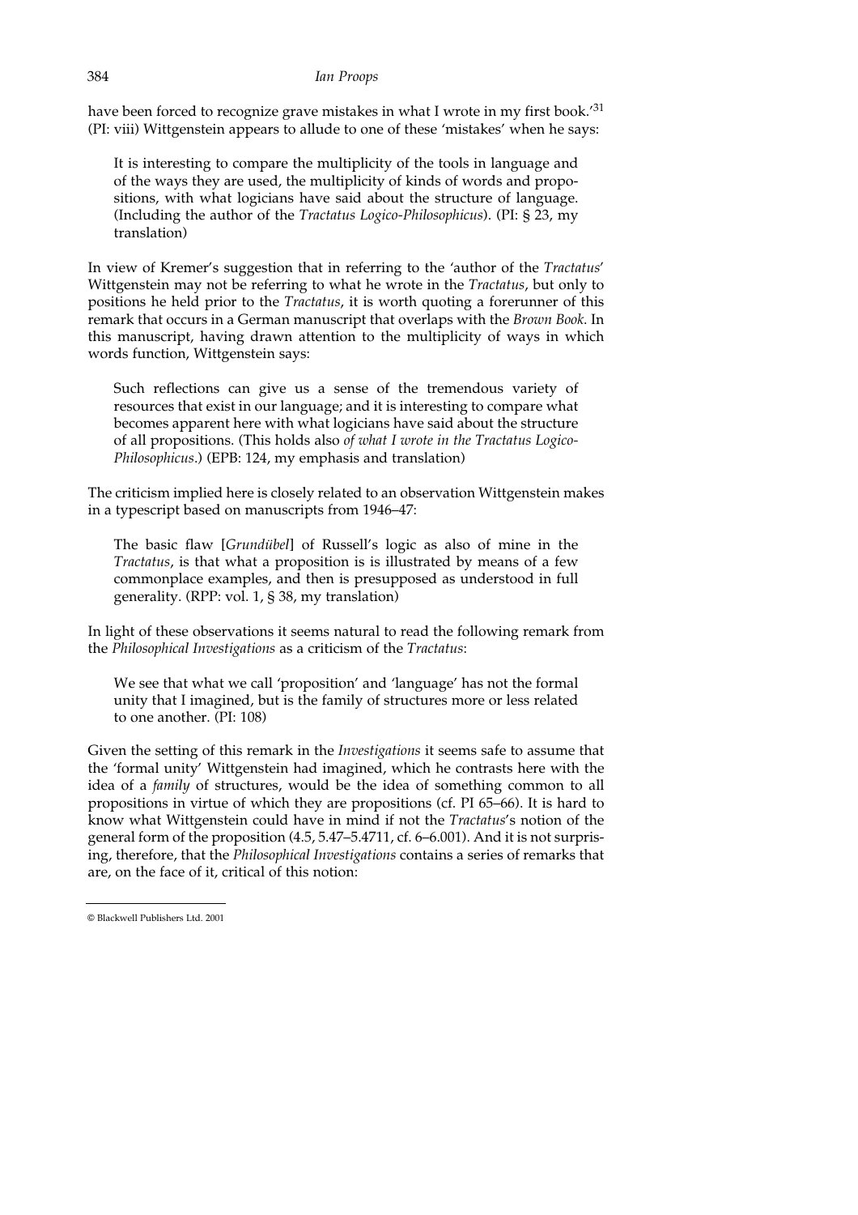have been forced to recognize grave mistakes in what I wrote in my first book.'[31] (PI: viii) Wittgenstein appears to allude to one of these 'mistakes' when he says:

> It is interesting to compare the multiplicity of the tools in language and of the ways they are used, the multiplicity of kinds of words and propositions, with what logicians have said about the structure of language. (Including the author of the *Tractatus Logico-Philosophicus*). (PI: § 23, my translation)

In view of Kremer's suggestion that in referring to the 'author of the *Tractatus*' Wittgenstein may not be referring to what he wrote in the *Tractatus*, but only to positions he held prior to the *Tractatus*, it is worth quoting a forerunner of this remark that occurs in a German manuscript that overlaps with the *Brown Book*. In this manuscript, having drawn attention to the multiplicity of ways in which words function, Wittgenstein says:

> Such reflections can give us a sense of the tremendous variety of resources that exist in our language; and it is interesting to compare what becomes apparent here with what logicians have said about the structure of all propositions. (This holds also *of what I wrote in the Tractatus Logico-Philosophicus*.) (EPB: 124, my emphasis and translation)

The criticism implied here is closely related to an observation Wittgenstein makes in a typescript based on manuscripts from 1946–47:

> The basic flaw [*Grundübel*] of Russell's logic as also of mine in the *Tractatus*, is that what a proposition is is illustrated by means of a few commonplace examples, and then is presupposed as understood in full generality. (RPP: vol. 1, § 38, my translation)

In light of these observations it seems natural to read the following remark from the *Philosophical Investigations* as a criticism of the *Tractatus*:

> We see that what we call 'proposition' and 'language' has not the formal unity that I imagined, but is the family of structures more or less related to one another. (PI: 108)

Given the setting of this remark in the *Investigations* it seems safe to assume that the 'formal unity' Wittgenstein had imagined, which he contrasts here with the idea of a *family* of structures, would be the idea of something common to all propositions in virtue of which they are propositions (cf. PI 65–66). It is hard to know what Wittgenstein could have in mind if not the *Tractatus*'s notion of the general form of the proposition (4.5, 5.47–5.4711, cf. 6–6.001). And it is not surprising, therefore, that the *Philosophical Investigations* contains a series of remarks that are, on the face of it, critical of this notion: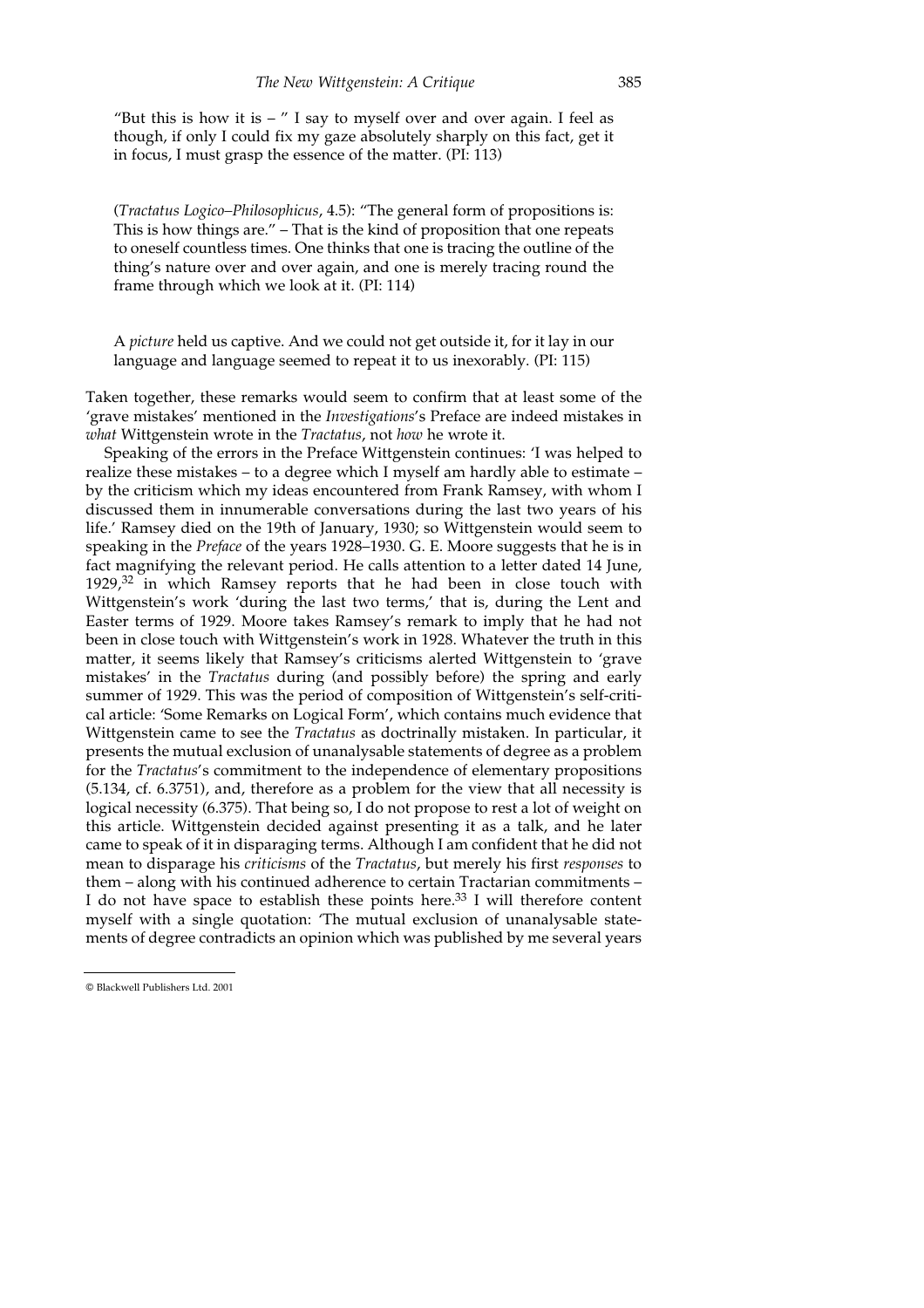"But this is how it is – " I say to myself over and over again. I feel as though, if only I could fix my gaze absolutely sharply on this fact, get it in focus, I must grasp the essence of the matter. (PI: 113)

(*Tractatus Logico–Philosophicus*, 4.5): "The general form of propositions is: This is how things are." – That is the kind of proposition that one repeats to oneself countless times. One thinks that one is tracing the outline of the thing's nature over and over again, and one is merely tracing round the frame through which we look at it. (PI: 114)

A *picture* held us captive. And we could not get outside it, for it lay in our language and language seemed to repeat it to us inexorably. (PI: 115)

Taken together, these remarks would seem to confirm that at least some of the 'grave mistakes' mentioned in the *Investigations*'s Preface are indeed mistakes in *what* Wittgenstein wrote in the *Tractatus*, not *how* he wrote it.

Speaking of the errors in the Preface Wittgenstein continues: 'I was helped to realize these mistakes – to a degree which I myself am hardly able to estimate – by the criticism which my ideas encountered from Frank Ramsey, with whom I discussed them in innumerable conversations during the last two years of his life.' Ramsey died on the 19th of January, 1930; so Wittgenstein would seem to speaking in the *Preface* of the years 1928–1930. G. E. Moore suggests that he is in fact magnifying the relevant period. He calls attention to a letter dated 14 June, 1929,[32] in which Ramsey reports that he had been in close touch with Wittgenstein's work 'during the last two terms,' that is, during the Lent and Easter terms of 1929. Moore takes Ramsey's remark to imply that he had not been in close touch with Wittgenstein's work in 1928. Whatever the truth in this matter, it seems likely that Ramsey's criticisms alerted Wittgenstein to 'grave mistakes' in the *Tractatus* during (and possibly before) the spring and early summer of 1929. This was the period of composition of Wittgenstein's self-critical article: 'Some Remarks on Logical Form', which contains much evidence that Wittgenstein came to see the *Tractatus* as doctrinally mistaken. In particular, it presents the mutual exclusion of unanalysable statements of degree as a problem for the *Tractatus*'s commitment to the independence of elementary propositions (5.134, cf. 6.3751), and, therefore as a problem for the view that all necessity is logical necessity (6.375). That being so, I do not propose to rest a lot of weight on this article. Wittgenstein decided against presenting it as a talk, and he later came to speak of it in disparaging terms. Although I am confident that he did not mean to disparage his *criticisms* of the *Tractatus*, but merely his first *responses* to them – along with his continued adherence to certain Tractarian commitments – I do not have space to establish these points here.[33] I will therefore content myself with a single quotation: 'The mutual exclusion of unanalysable statements of degree contradicts an opinion which was published by me several years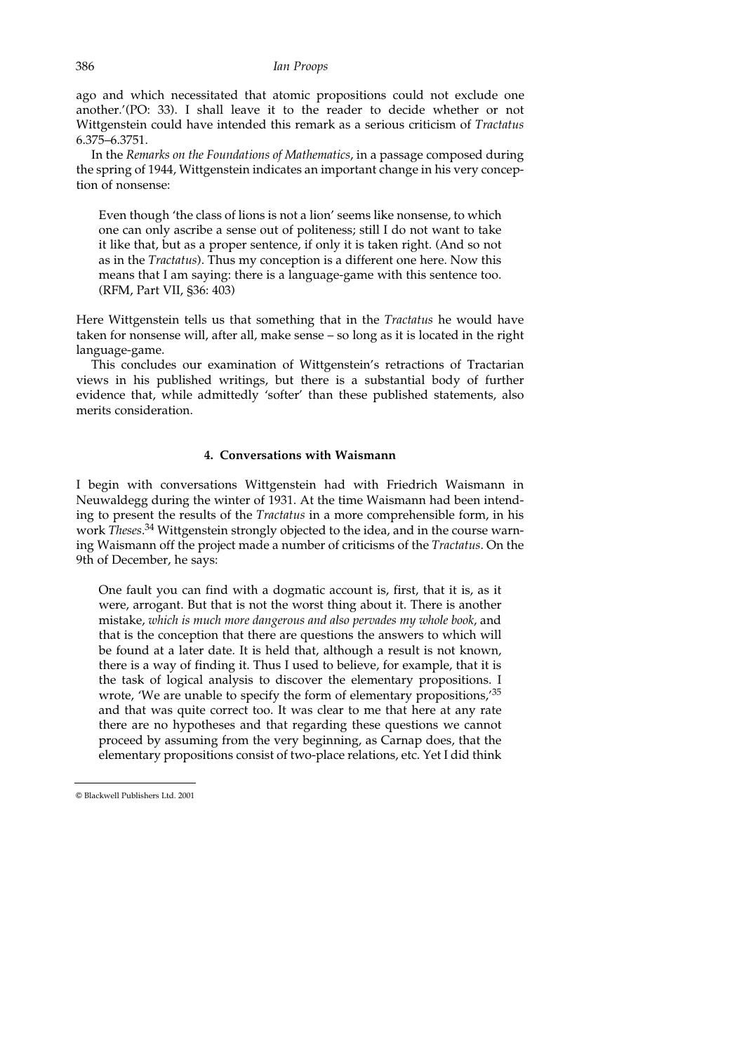ago and which necessitated that atomic propositions could not exclude one another.'(PO: 33). I shall leave it to the reader to decide whether or not Wittgenstein could have intended this remark as a serious criticism of *Tractatus* 6.375–6.3751.

In the *Remarks on the Foundations of Mathematics*, in a passage composed during the spring of 1944, Wittgenstein indicates an important change in his very conception of nonsense:

> Even though 'the class of lions is not a lion' seems like nonsense, to which one can only ascribe a sense out of politeness; still I do not want to take it like that, but as a proper sentence, if only it is taken right. (And so not as in the *Tractatus*). Thus my conception is a different one here. Now this means that I am saying: there is a language-game with this sentence too. (RFM, Part VII, §36: 403)

Here Wittgenstein tells us that something that in the *Tractatus* he would have taken for nonsense will, after all, make sense – so long as it is located in the right language-game.

This concludes our examination of Wittgenstein's retractions of Tractarian views in his published writings, but there is a substantial body of further evidence that, while admittedly 'softer' than these published statements, also merits consideration.

## 4. Conversations with Waismann

I begin with conversations Wittgenstein had with Friedrich Waismann in Neuwaldegg during the winter of 1931. At the time Waismann had been intending to present the results of the *Tractatus* in a more comprehensible form, in his work *Theses*.[34] Wittgenstein strongly objected to the idea, and in the course warning Waismann off the project made a number of criticisms of the *Tractatus*. On the 9th of December, he says:

> One fault you can find with a dogmatic account is, first, that it is, as it were, arrogant. But that is not the worst thing about it. There is another mistake, *which is much more dangerous and also pervades my whole book*, and that is the conception that there are questions the answers to which will be found at a later date. It is held that, although a result is not known, there is a way of finding it. Thus I used to believe, for example, that it is the task of logical analysis to discover the elementary propositions. I wrote, 'We are unable to specify the form of elementary propositions,'[35] and that was quite correct too. It was clear to me that here at any rate there are no hypotheses and that regarding these questions we cannot proceed by assuming from the very beginning, as Carnap does, that the elementary propositions consist of two-place relations, etc. Yet I did think

© Blackwell Publishers Ltd. 2001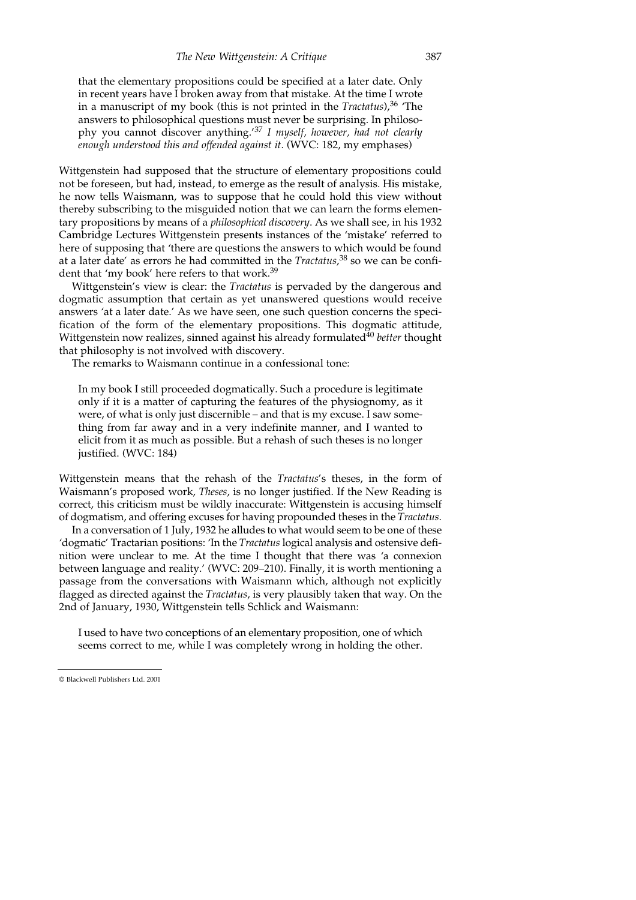> that the elementary propositions could be specified at a later date. Only in recent years have I broken away from that mistake. At the time I wrote in a manuscript of my book (this is not printed in the *Tractatus*),[36] 'The answers to philosophical questions must never be surprising. In philosophy you cannot discover anything.'[37] *I myself, however, had not clearly enough understood this and offended against it*. (WVC: 182, my emphases)

Wittgenstein had supposed that the structure of elementary propositions could not be foreseen, but had, instead, to emerge as the result of analysis. His mistake, he now tells Waismann, was to suppose that he could hold this view without thereby subscribing to the misguided notion that we can learn the forms elementary propositions by means of a *philosophical discovery*. As we shall see, in his 1932 Cambridge Lectures Wittgenstein presents instances of the 'mistake' referred to here of supposing that 'there are questions the answers to which would be found at a later date' as errors he had committed in the *Tractatus*,[38] so we can be confident that 'my book' here refers to that work.[39]

Wittgenstein's view is clear: the *Tractatus* is pervaded by the dangerous and dogmatic assumption that certain as yet unanswered questions would receive answers 'at a later date.' As we have seen, one such question concerns the specification of the form of the elementary propositions. This dogmatic attitude, Wittgenstein now realizes, sinned against his already formulated[40] *better* thought that philosophy is not involved with discovery.

The remarks to Waismann continue in a confessional tone:

> In my book I still proceeded dogmatically. Such a procedure is legitimate only if it is a matter of capturing the features of the physiognomy, as it were, of what is only just discernible – and that is my excuse. I saw something from far away and in a very indefinite manner, and I wanted to elicit from it as much as possible. But a rehash of such theses is no longer justified. (WVC: 184)

Wittgenstein means that the rehash of the *Tractatus*'s theses, in the form of Waismann's proposed work, *Theses*, is no longer justified. If the New Reading is correct, this criticism must be wildly inaccurate: Wittgenstein is accusing himself of dogmatism, and offering excuses for having propounded theses in the *Tractatus*.

In a conversation of 1 July, 1932 he alludes to what would seem to be one of these 'dogmatic' Tractarian positions: 'In the *Tractatus* logical analysis and ostensive definition were unclear to me. At the time I thought that there was 'a connexion between language and reality.' (WVC: 209–210). Finally, it is worth mentioning a passage from the conversations with Waismann which, although not explicitly flagged as directed against the *Tractatus*, is very plausibly taken that way. On the 2nd of January, 1930, Wittgenstein tells Schlick and Waismann:

> I used to have two conceptions of an elementary proposition, one of which seems correct to me, while I was completely wrong in holding the other.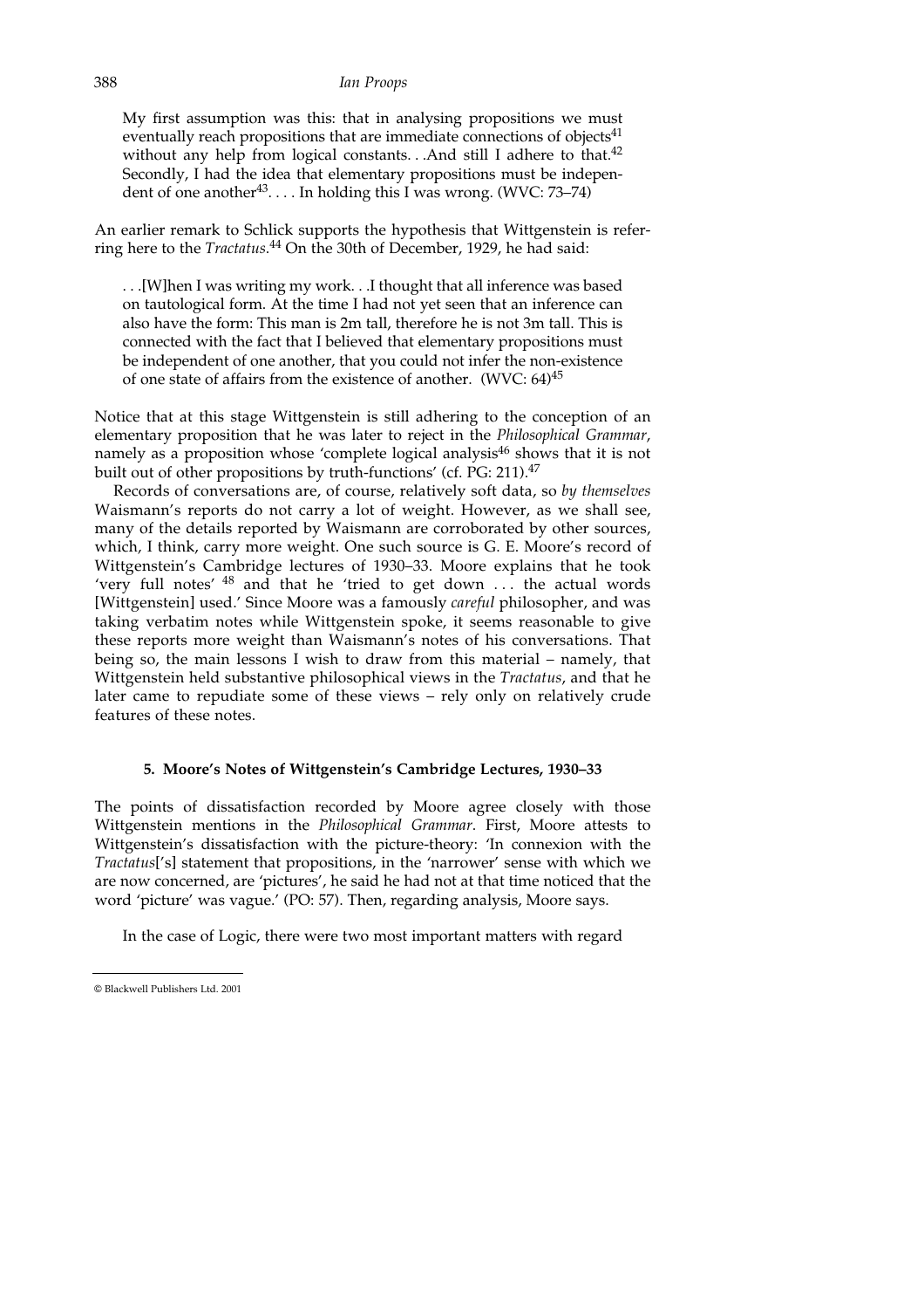> My first assumption was this: that in analysing propositions we must eventually reach propositions that are immediate connections of objects[41] without any help from logical constants. . .And still I adhere to that.[42] Secondly, I had the idea that elementary propositions must be independent of one another[43]. . . . In holding this I was wrong. (WVC: 73–74)

An earlier remark to Schlick supports the hypothesis that Wittgenstein is referring here to the *Tractatus*.[44] On the 30th of December, 1929, he had said:

> . . .[W]hen I was writing my work. . .I thought that all inference was based on tautological form. At the time I had not yet seen that an inference can also have the form: This man is 2m tall, therefore he is not 3m tall. This is connected with the fact that I believed that elementary propositions must be independent of one another, that you could not infer the non-existence of one state of affairs from the existence of another. (WVC: 64)[45]

Notice that at this stage Wittgenstein is still adhering to the conception of an elementary proposition that he was later to reject in the *Philosophical Grammar*, namely as a proposition whose 'complete logical analysis[46] shows that it is not built out of other propositions by truth-functions' (cf. PG: 211).[47]

Records of conversations are, of course, relatively soft data, so *by themselves* Waismann's reports do not carry a lot of weight. However, as we shall see, many of the details reported by Waismann are corroborated by other sources, which, I think, carry more weight. One such source is G. E. Moore's record of Wittgenstein's Cambridge lectures of 1930–33. Moore explains that he took 'very full notes' [48] and that he 'tried to get down . . . the actual words [Wittgenstein] used.' Since Moore was a famously *careful* philosopher, and was taking verbatim notes while Wittgenstein spoke, it seems reasonable to give these reports more weight than Waismann's notes of his conversations. That being so, the main lessons I wish to draw from this material – namely, that Wittgenstein held substantive philosophical views in the *Tractatus*, and that he later came to repudiate some of these views – rely only on relatively crude features of these notes.

#### 5. Moore's Notes of Wittgenstein's Cambridge Lectures, 1930–33

The points of dissatisfaction recorded by Moore agree closely with those Wittgenstein mentions in the *Philosophical Grammar*. First, Moore attests to Wittgenstein's dissatisfaction with the picture-theory: 'In connexion with the *Tractatus*['s] statement that propositions, in the 'narrower' sense with which we are now concerned, are 'pictures', he said he had not at that time noticed that the word 'picture' was vague.' (PO: 57). Then, regarding analysis, Moore says.

> In the case of Logic, there were two most important matters with regard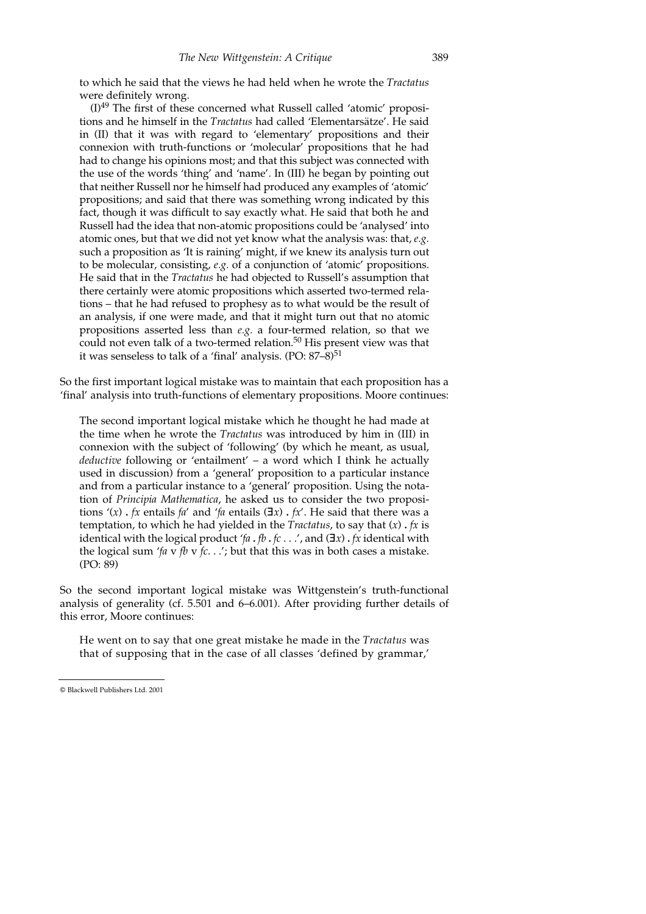to which he said that the views he had held when he wrote the *Tractatus* were definitely wrong.

> (I)[49] The first of these concerned what Russell called 'atomic' propositions and he himself in the *Tractatus* had called 'Elementarsätze'. He said in (II) that it was with regard to 'elementary' propositions and their connexion with truth-functions or 'molecular' propositions that he had had to change his opinions most; and that this subject was connected with the use of the words 'thing' and 'name'. In (III) he began by pointing out that neither Russell nor he himself had produced any examples of 'atomic' propositions; and said that there was something wrong indicated by this fact, though it was difficult to say exactly what. He said that both he and Russell had the idea that non-atomic propositions could be 'analysed' into atomic ones, but that we did not yet know what the analysis was: that, *e.g.* such a proposition as 'It is raining' might, if we knew its analysis turn out to be molecular, consisting, *e.g.* of a conjunction of 'atomic' propositions. He said that in the *Tractatus* he had objected to Russell's assumption that there certainly were atomic propositions which asserted two-termed relations – that he had refused to prophesy as to what would be the result of an analysis, if one were made, and that it might turn out that no atomic propositions asserted less than *e.g.* a four-termed relation, so that we could not even talk of a two-termed relation.[50] His present view was that it was senseless to talk of a 'final' analysis. (PO: 87–8)[51]

So the first important logical mistake was to maintain that each proposition has a 'final' analysis into truth-functions of elementary propositions. Moore continues:

> The second important logical mistake which he thought he had made at the time when he wrote the *Tractatus* was introduced by him in (III) in connexion with the subject of 'following' (by which he meant, as usual, *deductive* following or 'entailment' – a word which I think he actually used in discussion) from a 'general' proposition to a particular instance and from a particular instance to a 'general' proposition. Using the notation of *Principia Mathematica*, he asked us to consider the two propositions '$(x) \,.\, fx$ entails $fa$' and '$fa$ entails $(\exists x) \,.\, fx$'. He said that there was a temptation, to which he had yielded in the *Tractatus*, to say that $(x) \,.\, fx$ is identical with the logical product '$fa \,.\, fb \,.\, fc \ldots$', and $(\exists x) \,.\, fx$ identical with the logical sum '$fa \vee fb \vee fc \ldots$'; but that this was in both cases a mistake. (PO: 89)

So the second important logical mistake was Wittgenstein's truth-functional analysis of generality (cf. 5.501 and 6–6.001). After providing further details of this error, Moore continues:

> He went on to say that one great mistake he made in the *Tractatus* was that of supposing that in the case of all classes 'defined by grammar,'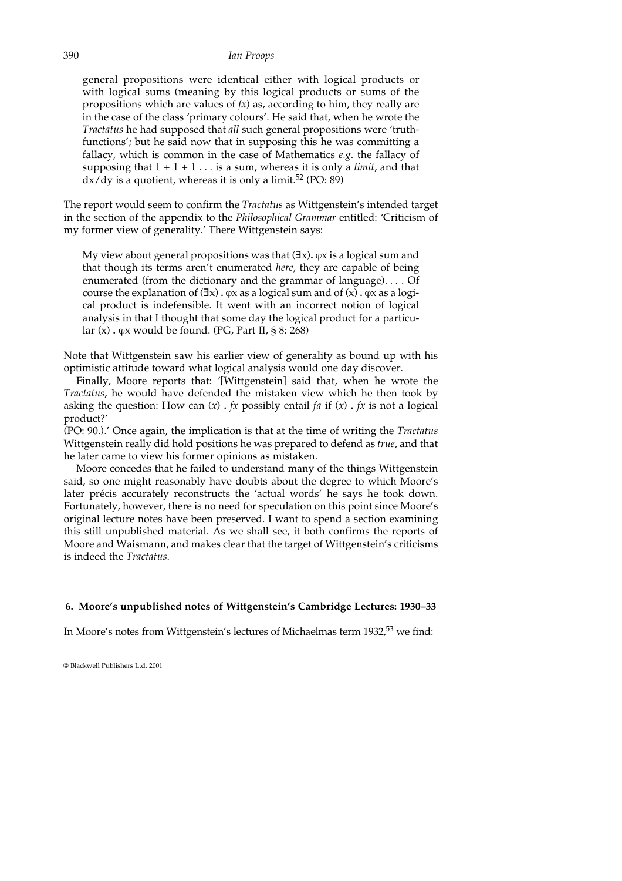general propositions were identical either with logical products or with logical sums (meaning by this logical products or sums of the propositions which are values of *fx*) as, according to him, they really are in the case of the class 'primary colours'. He said that, when he wrote the *Tractatus* he had supposed that *all* such general propositions were 'truth-functions'; but he said now that in supposing this he was committing a fallacy, which is common in the case of Mathematics *e.g.* the fallacy of supposing that 1 + 1 + 1 . . . is a sum, whereas it is only a *limit*, and that dx/dy is a quotient, whereas it is only a limit.[52] (PO: 89)

The report would seem to confirm the *Tractatus* as Wittgenstein's intended target in the section of the appendix to the *Philosophical Grammar* entitled: 'Criticism of my former view of generality.' There Wittgenstein says:

> My view about general propositions was that (∃x). φx is a logical sum and that though its terms aren't enumerated *here*, they are capable of being enumerated (from the dictionary and the grammar of language). . . . Of course the explanation of (∃x) . φx as a logical sum and of (x) . φx as a logical product is indefensible. It went with an incorrect notion of logical analysis in that I thought that some day the logical product for a particular (x) . φx would be found. (PG, Part II, § 8: 268)

Note that Wittgenstein saw his earlier view of generality as bound up with his optimistic attitude toward what logical analysis would one day discover.

Finally, Moore reports that: '[Wittgenstein] said that, when he wrote the *Tractatus*, he would have defended the mistaken view which he then took by asking the question: How can (*x*) . *fx* possibly entail *fa* if (*x*) . *fx* is not a logical product?'
(PO: 90.).' Once again, the implication is that at the time of writing the *Tractatus* Wittgenstein really did hold positions he was prepared to defend as *true*, and that he later came to view his former opinions as mistaken.

Moore concedes that he failed to understand many of the things Wittgenstein said, so one might reasonably have doubts about the degree to which Moore's later précis accurately reconstructs the 'actual words' he says he took down. Fortunately, however, there is no need for speculation on this point since Moore's original lecture notes have been preserved. I want to spend a section examining this still unpublished material. As we shall see, it both confirms the reports of Moore and Waismann, and makes clear that the target of Wittgenstein's criticisms is indeed the *Tractatus*.

## 6. Moore's unpublished notes of Wittgenstein's Cambridge Lectures: 1930–33

In Moore's notes from Wittgenstein's lectures of Michaelmas term 1932,[53] we find: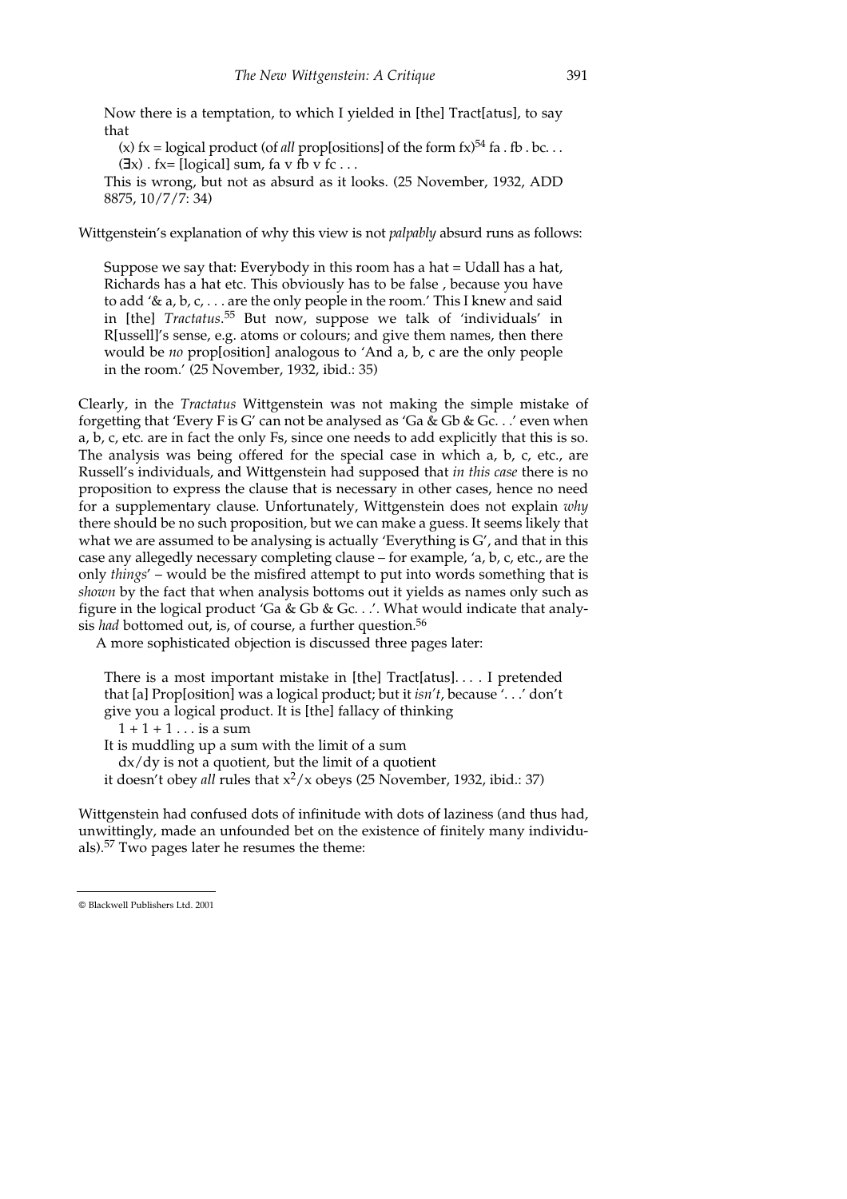Now there is a temptation, to which I yielded in [the] Tract[atus], to say that

(x) fx = logical product (of *all* prop[ositions] of the form fx)[54] fa . fb . bc. . .
(∃x) . fx= [logical] sum, fa v fb v fc . . .

This is wrong, but not as absurd as it looks. (25 November, 1932, ADD 8875, 10/7/7: 34)

Wittgenstein's explanation of why this view is not *palpably* absurd runs as follows:

> Suppose we say that: Everybody in this room has a hat = Udall has a hat, Richards has a hat etc. This obviously has to be false , because you have to add '& a, b, c, . . . are the only people in the room.' This I knew and said in [the] *Tractatus*.[55] But now, suppose we talk of 'individuals' in R[ussell]'s sense, e.g. atoms or colours; and give them names, then there would be *no* prop[osition] analogous to 'And a, b, c are the only people in the room.' (25 November, 1932, ibid.: 35)

Clearly, in the *Tractatus* Wittgenstein was not making the simple mistake of forgetting that 'Every F is G' can not be analysed as 'Ga & Gb & Gc. . .' even when a, b, c, etc. are in fact the only Fs, since one needs to add explicitly that this is so. The analysis was being offered for the special case in which a, b, c, etc., are Russell's individuals, and Wittgenstein had supposed that *in this case* there is no proposition to express the clause that is necessary in other cases, hence no need for a supplementary clause. Unfortunately, Wittgenstein does not explain *why* there should be no such proposition, but we can make a guess. It seems likely that what we are assumed to be analysing is actually 'Everything is G', and that in this case any allegedly necessary completing clause – for example, 'a, b, c, etc., are the only *things*' – would be the misfired attempt to put into words something that is *shown* by the fact that when analysis bottoms out it yields as names only such as figure in the logical product 'Ga & Gb & Gc. . .'. What would indicate that analysis *had* bottomed out, is, of course, a further question.[56]

A more sophisticated objection is discussed three pages later:

> There is a most important mistake in [the] Tract[atus]. . . . I pretended that [a] Prop[osition] was a logical product; but it *isn't*, because '. . .' don't give you a logical product. It is [the] fallacy of thinking
>
> 1 + 1 + 1 . . . is a sum
>
> It is muddling up a sum with the limit of a sum
>
> dx/dy is not a quotient, but the limit of a quotient
>
> it doesn't obey *all* rules that $x^2/x$ obeys (25 November, 1932, ibid.: 37)

Wittgenstein had confused dots of infinitude with dots of laziness (and thus had, unwittingly, made an unfounded bet on the existence of finitely many individuals).[57] Two pages later he resumes the theme: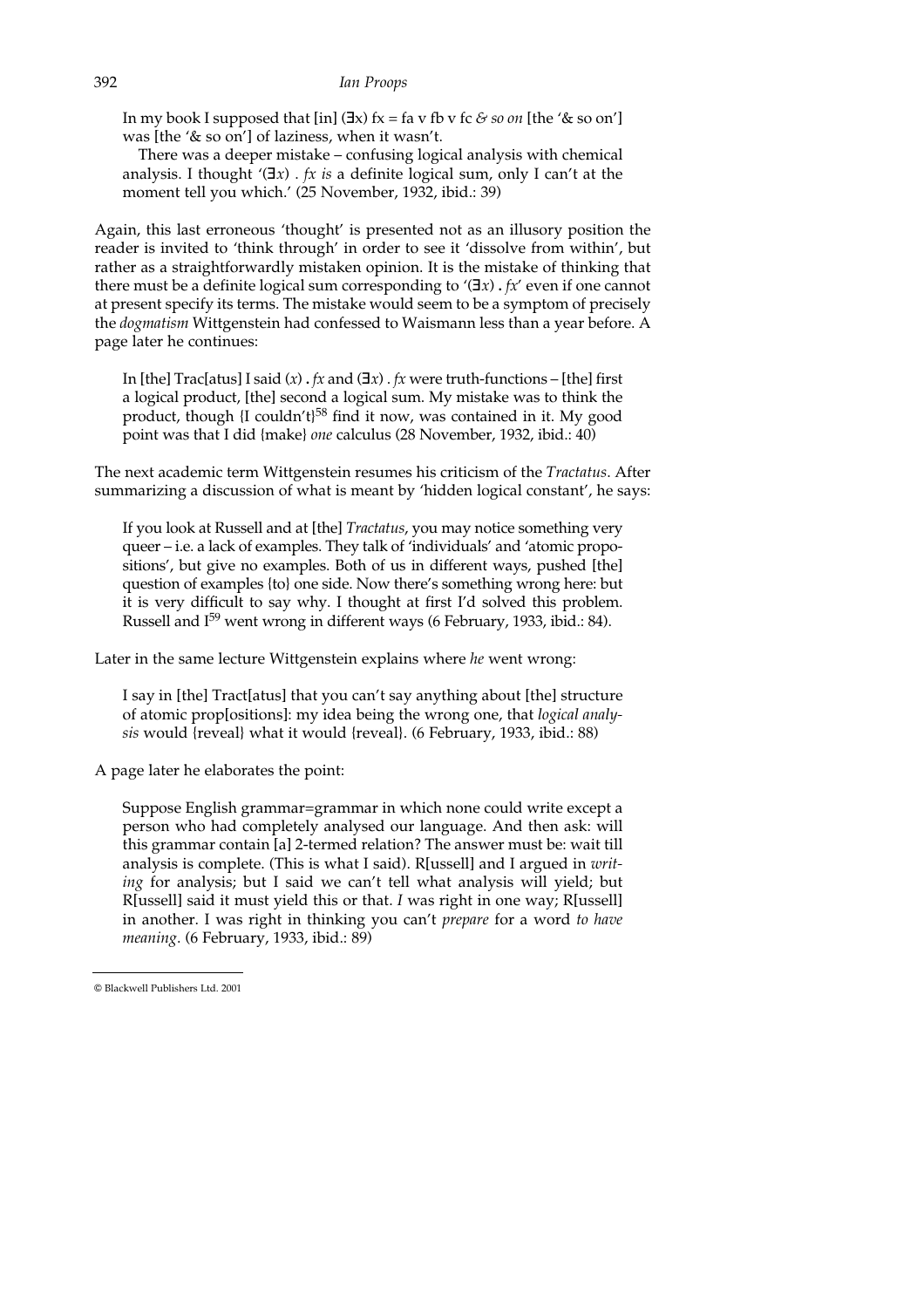> In my book I supposed that [in] (∃x) fx = fa v fb v fc *& so on* [the '& so on'] was [the '& so on'] of laziness, when it wasn't.
>
> There was a deeper mistake – confusing logical analysis with chemical analysis. I thought '(∃*x*) . *fx is* a definite logical sum, only I can't at the moment tell you which.' (25 November, 1932, ibid.: 39)

Again, this last erroneous 'thought' is presented not as an illusory position the reader is invited to 'think through' in order to see it 'dissolve from within', but rather as a straightforwardly mistaken opinion. It is the mistake of thinking that there must be a definite logical sum corresponding to '(∃*x*) **.** *fx*' even if one cannot at present specify its terms. The mistake would seem to be a symptom of precisely the *dogmatism* Wittgenstein had confessed to Waismann less than a year before. A page later he continues:

> In [the] Trac[atus] I said (*x*) **.** *fx* and (∃*x*) . *fx* were truth-functions – [the] first a logical product, [the] second a logical sum. My mistake was to think the product, though {I couldn't}[58] find it now, was contained in it. My good point was that I did {make} *one* calculus (28 November, 1932, ibid.: 40)

The next academic term Wittgenstein resumes his criticism of the *Tractatus*. After summarizing a discussion of what is meant by 'hidden logical constant', he says:

> If you look at Russell and at [the] *Tractatus*, you may notice something very queer – i.e. a lack of examples. They talk of 'individuals' and 'atomic propositions', but give no examples. Both of us in different ways, pushed [the] question of examples {to} one side. Now there's something wrong here: but it is very difficult to say why. I thought at first I'd solved this problem. Russell and I[59] went wrong in different ways (6 February, 1933, ibid.: 84).

Later in the same lecture Wittgenstein explains where *he* went wrong:

> I say in [the] Tract[atus] that you can't say anything about [the] structure of atomic prop[ositions]: my idea being the wrong one, that *logical analysis* would {reveal} what it would {reveal}. (6 February, 1933, ibid.: 88)

A page later he elaborates the point:

> Suppose English grammar=grammar in which none could write except a person who had completely analysed our language. And then ask: will this grammar contain [a] 2-termed relation? The answer must be: wait till analysis is complete. (This is what I said). R[ussell] and I argued in *writing* for analysis; but I said we can't tell what analysis will yield; but R[ussell] said it must yield this or that. *I* was right in one way; R[ussell] in another. I was right in thinking you can't *prepare* for a word *to have meaning*. (6 February, 1933, ibid.: 89)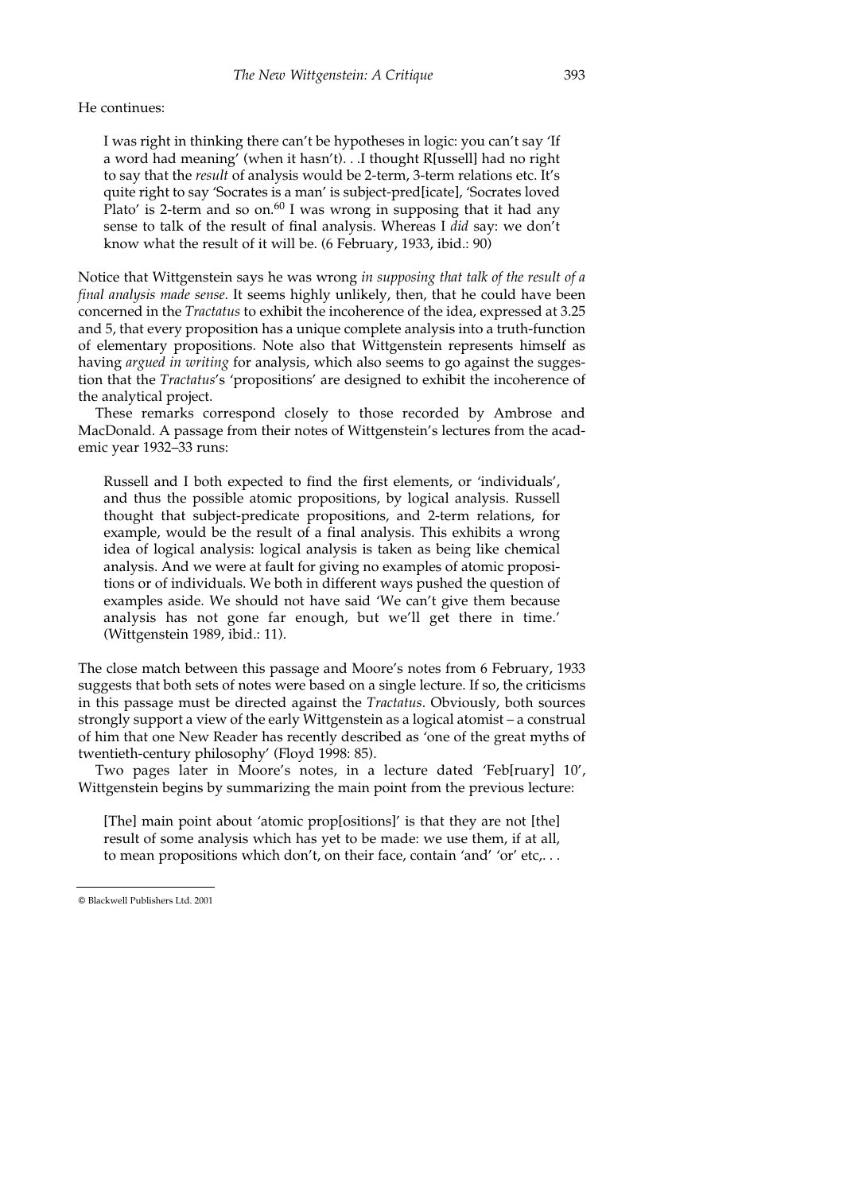He continues:

> I was right in thinking there can't be hypotheses in logic: you can't say 'If a word had meaning' (when it hasn't). . .I thought R[ussell] had no right to say that the *result* of analysis would be 2-term, 3-term relations etc. It's quite right to say 'Socrates is a man' is subject-pred[icate], 'Socrates loved Plato' is 2-term and so on.[60] I was wrong in supposing that it had any sense to talk of the result of final analysis. Whereas I *did* say: we don't know what the result of it will be. (6 February, 1933, ibid.: 90)

Notice that Wittgenstein says he was wrong *in supposing that talk of the result of a final analysis made sense*. It seems highly unlikely, then, that he could have been concerned in the *Tractatus* to exhibit the incoherence of the idea, expressed at 3.25 and 5, that every proposition has a unique complete analysis into a truth-function of elementary propositions. Note also that Wittgenstein represents himself as having *argued in writing* for analysis, which also seems to go against the suggestion that the *Tractatus*'s 'propositions' are designed to exhibit the incoherence of the analytical project.

These remarks correspond closely to those recorded by Ambrose and MacDonald. A passage from their notes of Wittgenstein's lectures from the academic year 1932–33 runs:

> Russell and I both expected to find the first elements, or 'individuals', and thus the possible atomic propositions, by logical analysis. Russell thought that subject-predicate propositions, and 2-term relations, for example, would be the result of a final analysis. This exhibits a wrong idea of logical analysis: logical analysis is taken as being like chemical analysis. And we were at fault for giving no examples of atomic propositions or of individuals. We both in different ways pushed the question of examples aside. We should not have said 'We can't give them because analysis has not gone far enough, but we'll get there in time.' (Wittgenstein 1989, ibid.: 11).

The close match between this passage and Moore's notes from 6 February, 1933 suggests that both sets of notes were based on a single lecture. If so, the criticisms in this passage must be directed against the *Tractatus*. Obviously, both sources strongly support a view of the early Wittgenstein as a logical atomist – a construal of him that one New Reader has recently described as 'one of the great myths of twentieth-century philosophy' (Floyd 1998: 85).

Two pages later in Moore's notes, in a lecture dated 'Feb[ruary] 10', Wittgenstein begins by summarizing the main point from the previous lecture:

> [The] main point about 'atomic prop[ositions]' is that they are not [the] result of some analysis which has yet to be made: we use them, if at all, to mean propositions which don't, on their face, contain 'and' 'or' etc,. . .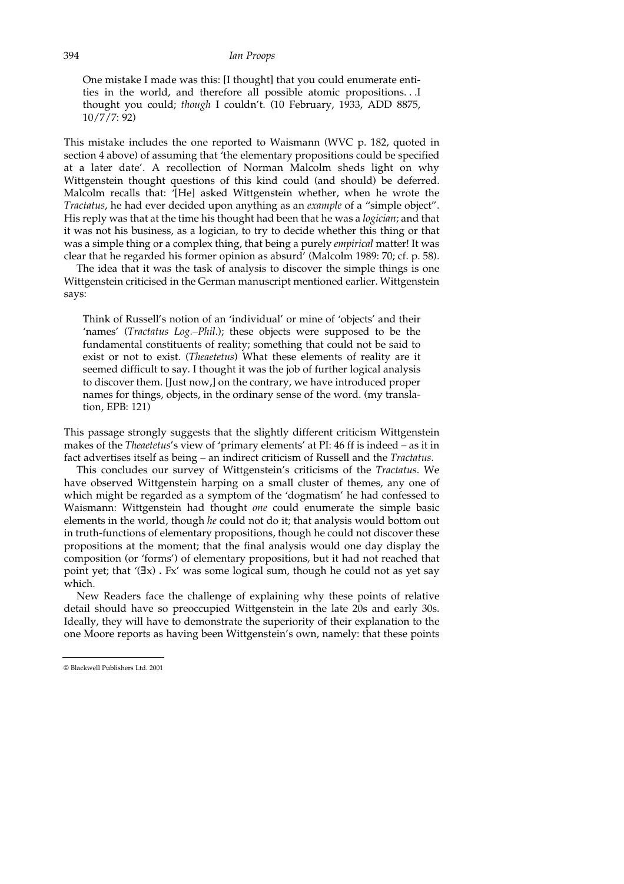> One mistake I made was this: [I thought] that you could enumerate entities in the world, and therefore all possible atomic propositions. . .I thought you could; *though* I couldn't. (10 February, 1933, ADD 8875, 10/7/7: 92)

This mistake includes the one reported to Waismann (WVC p. 182, quoted in section 4 above) of assuming that 'the elementary propositions could be specified at a later date'. A recollection of Norman Malcolm sheds light on why Wittgenstein thought questions of this kind could (and should) be deferred. Malcolm recalls that: '[He] asked Wittgenstein whether, when he wrote the *Tractatus*, he had ever decided upon anything as an *example* of a "simple object". His reply was that at the time his thought had been that he was a *logician*; and that it was not his business, as a logician, to try to decide whether this thing or that was a simple thing or a complex thing, that being a purely *empirical* matter! It was clear that he regarded his former opinion as absurd' (Malcolm 1989: 70; cf. p. 58).

The idea that it was the task of analysis to discover the simple things is one Wittgenstein criticised in the German manuscript mentioned earlier. Wittgenstein says:

> Think of Russell's notion of an 'individual' or mine of 'objects' and their 'names' (*Tractatus Log.–Phil.*); these objects were supposed to be the fundamental constituents of reality; something that could not be said to exist or not to exist. (*Theaetetus*) What these elements of reality are it seemed difficult to say. I thought it was the job of further logical analysis to discover them. [Just now,] on the contrary, we have introduced proper names for things, objects, in the ordinary sense of the word. (my translation, EPB: 121)

This passage strongly suggests that the slightly different criticism Wittgenstein makes of the *Theaetetus*'s view of 'primary elements' at PI: 46 ff is indeed – as it in fact advertises itself as being – an indirect criticism of Russell and the *Tractatus*.

This concludes our survey of Wittgenstein's criticisms of the *Tractatus*. We have observed Wittgenstein harping on a small cluster of themes, any one of which might be regarded as a symptom of the 'dogmatism' he had confessed to Waismann: Wittgenstein had thought *one* could enumerate the simple basic elements in the world, though *he* could not do it; that analysis would bottom out in truth-functions of elementary propositions, though he could not discover these propositions at the moment; that the final analysis would one day display the composition (or 'forms') of elementary propositions, but it had not reached that point yet; that '(∃x) . Fx' was some logical sum, though he could not as yet say which.

New Readers face the challenge of explaining why these points of relative detail should have so preoccupied Wittgenstein in the late 20s and early 30s. Ideally, they will have to demonstrate the superiority of their explanation to the one Moore reports as having been Wittgenstein's own, namely: that these points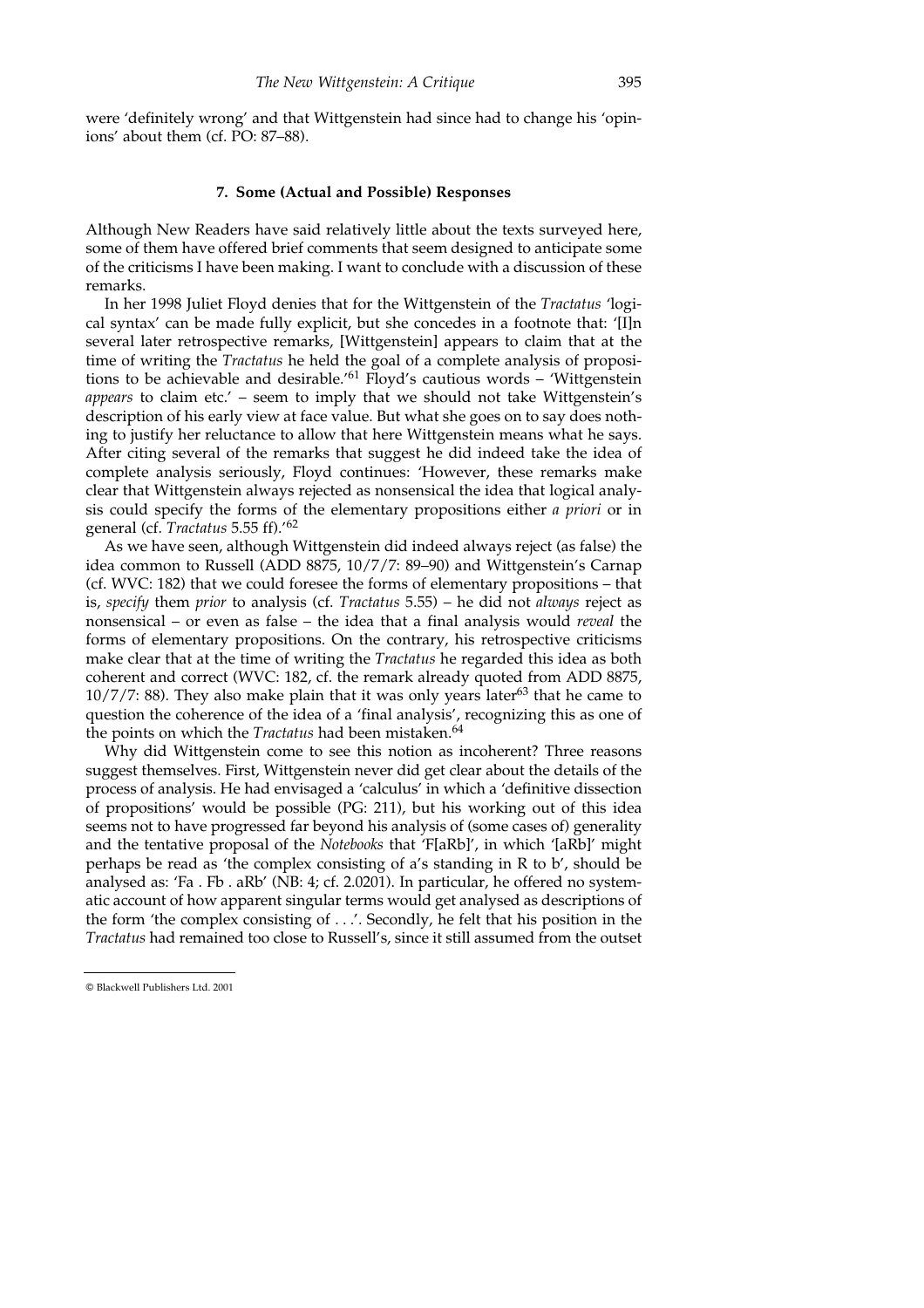were 'definitely wrong' and that Wittgenstein had since had to change his 'opinions' about them (cf. PO: 87–88).

### 7. Some (Actual and Possible) Responses

Although New Readers have said relatively little about the texts surveyed here, some of them have offered brief comments that seem designed to anticipate some of the criticisms I have been making. I want to conclude with a discussion of these remarks.

In her 1998 Juliet Floyd denies that for the Wittgenstein of the *Tractatus* 'logical syntax' can be made fully explicit, but she concedes in a footnote that: '[I]n several later retrospective remarks, [Wittgenstein] appears to claim that at the time of writing the *Tractatus* he held the goal of a complete analysis of propositions to be achievable and desirable.'[61] Floyd's cautious words – 'Wittgenstein *appears* to claim etc.' – seem to imply that we should not take Wittgenstein's description of his early view at face value. But what she goes on to say does nothing to justify her reluctance to allow that here Wittgenstein means what he says. After citing several of the remarks that suggest he did indeed take the idea of complete analysis seriously, Floyd continues: 'However, these remarks make clear that Wittgenstein always rejected as nonsensical the idea that logical analysis could specify the forms of the elementary propositions either *a priori* or in general (cf. *Tractatus* 5.55 ff).'[62]

As we have seen, although Wittgenstein did indeed always reject (as false) the idea common to Russell (ADD 8875, 10/7/7: 89–90) and Wittgenstein's Carnap (cf. WVC: 182) that we could foresee the forms of elementary propositions – that is, *specify* them *prior* to analysis (cf. *Tractatus* 5.55) – he did not *always* reject as nonsensical – or even as false – the idea that a final analysis would *reveal* the forms of elementary propositions. On the contrary, his retrospective criticisms make clear that at the time of writing the *Tractatus* he regarded this idea as both coherent and correct (WVC: 182, cf. the remark already quoted from ADD 8875, 10/7/7: 88). They also make plain that it was only years later[63] that he came to question the coherence of the idea of a 'final analysis', recognizing this as one of the points on which the *Tractatus* had been mistaken.[64]

Why did Wittgenstein come to see this notion as incoherent? Three reasons suggest themselves. First, Wittgenstein never did get clear about the details of the process of analysis. He had envisaged a 'calculus' in which a 'definitive dissection of propositions' would be possible (PG: 211), but his working out of this idea seems not to have progressed far beyond his analysis of (some cases of) generality and the tentative proposal of the *Notebooks* that 'F[aRb]', in which '[aRb]' might perhaps be read as 'the complex consisting of a's standing in R to b', should be analysed as: 'Fa . Fb . aRb' (NB: 4; cf. 2.0201). In particular, he offered no systematic account of how apparent singular terms would get analysed as descriptions of the form 'the complex consisting of . . .'. Secondly, he felt that his position in the *Tractatus* had remained too close to Russell's, since it still assumed from the outset

© Blackwell Publishers Ltd. 2001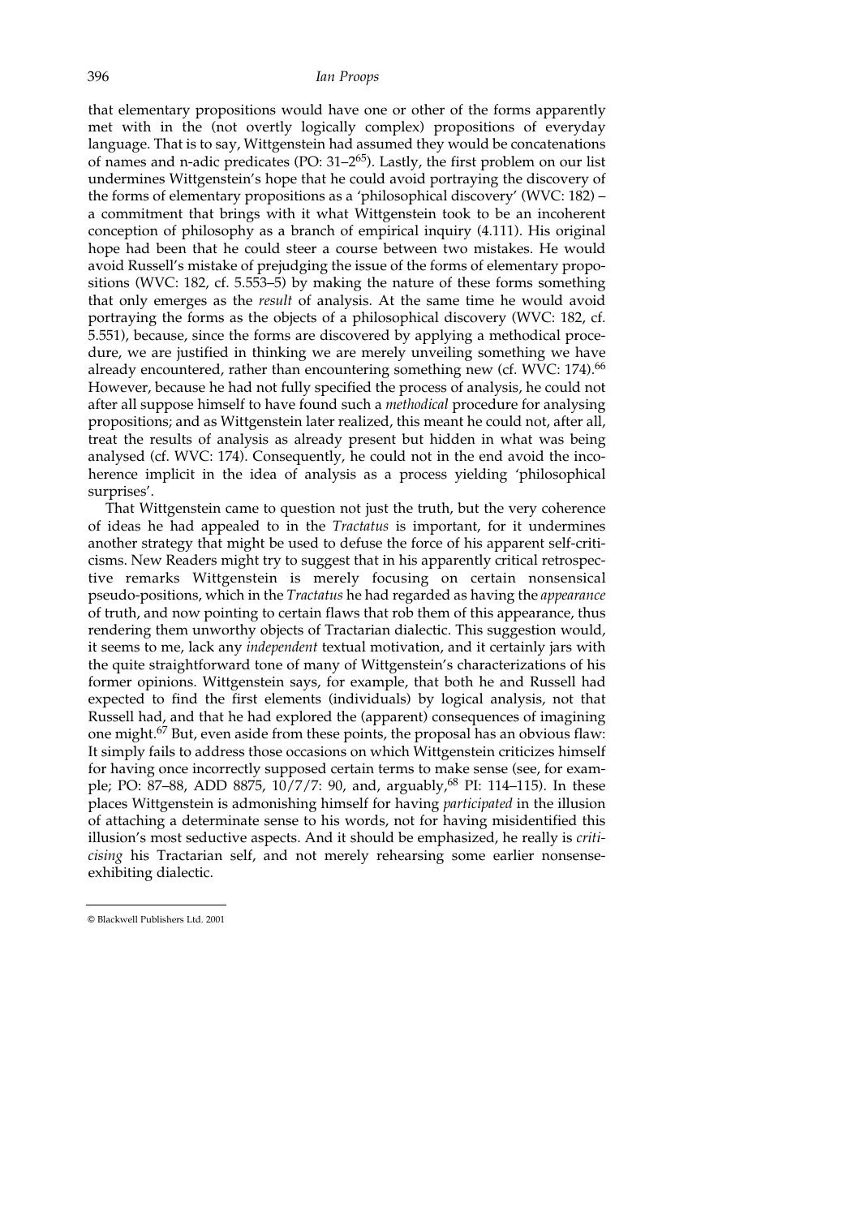that elementary propositions would have one or other of the forms apparently met with in the (not overtly logically complex) propositions of everyday language. That is to say, Wittgenstein had assumed they would be concatenations of names and n-adic predicates (PO: 31–2[65]). Lastly, the first problem on our list undermines Wittgenstein's hope that he could avoid portraying the discovery of the forms of elementary propositions as a 'philosophical discovery' (WVC: 182) – a commitment that brings with it what Wittgenstein took to be an incoherent conception of philosophy as a branch of empirical inquiry (4.111). His original hope had been that he could steer a course between two mistakes. He would avoid Russell's mistake of prejudging the issue of the forms of elementary propositions (WVC: 182, cf. 5.553–5) by making the nature of these forms something that only emerges as the *result* of analysis. At the same time he would avoid portraying the forms as the objects of a philosophical discovery (WVC: 182, cf. 5.551), because, since the forms are discovered by applying a methodical procedure, we are justified in thinking we are merely unveiling something we have already encountered, rather than encountering something new (cf. WVC: 174).[66] However, because he had not fully specified the process of analysis, he could not after all suppose himself to have found such a *methodical* procedure for analysing propositions; and as Wittgenstein later realized, this meant he could not, after all, treat the results of analysis as already present but hidden in what was being analysed (cf. WVC: 174). Consequently, he could not in the end avoid the incoherence implicit in the idea of analysis as a process yielding 'philosophical surprises'.

That Wittgenstein came to question not just the truth, but the very coherence of ideas he had appealed to in the *Tractatus* is important, for it undermines another strategy that might be used to defuse the force of his apparent self-criticisms. New Readers might try to suggest that in his apparently critical retrospective remarks Wittgenstein is merely focusing on certain nonsensical pseudo-positions, which in the *Tractatus* he had regarded as having the *appearance* of truth, and now pointing to certain flaws that rob them of this appearance, thus rendering them unworthy objects of Tractarian dialectic. This suggestion would, it seems to me, lack any *independent* textual motivation, and it certainly jars with the quite straightforward tone of many of Wittgenstein's characterizations of his former opinions. Wittgenstein says, for example, that both he and Russell had expected to find the first elements (individuals) by logical analysis, not that Russell had, and that he had explored the (apparent) consequences of imagining one might.[67] But, even aside from these points, the proposal has an obvious flaw: It simply fails to address those occasions on which Wittgenstein criticizes himself for having once incorrectly supposed certain terms to make sense (see, for example; PO: 87–88, ADD 8875, 10/7/7: 90, and, arguably,[68] PI: 114–115). In these places Wittgenstein is admonishing himself for having *participated* in the illusion of attaching a determinate sense to his words, not for having misidentified this illusion's most seductive aspects. And it should be emphasized, he really is *criticising* his Tractarian self, and not merely rehearsing some earlier nonsense-exhibiting dialectic.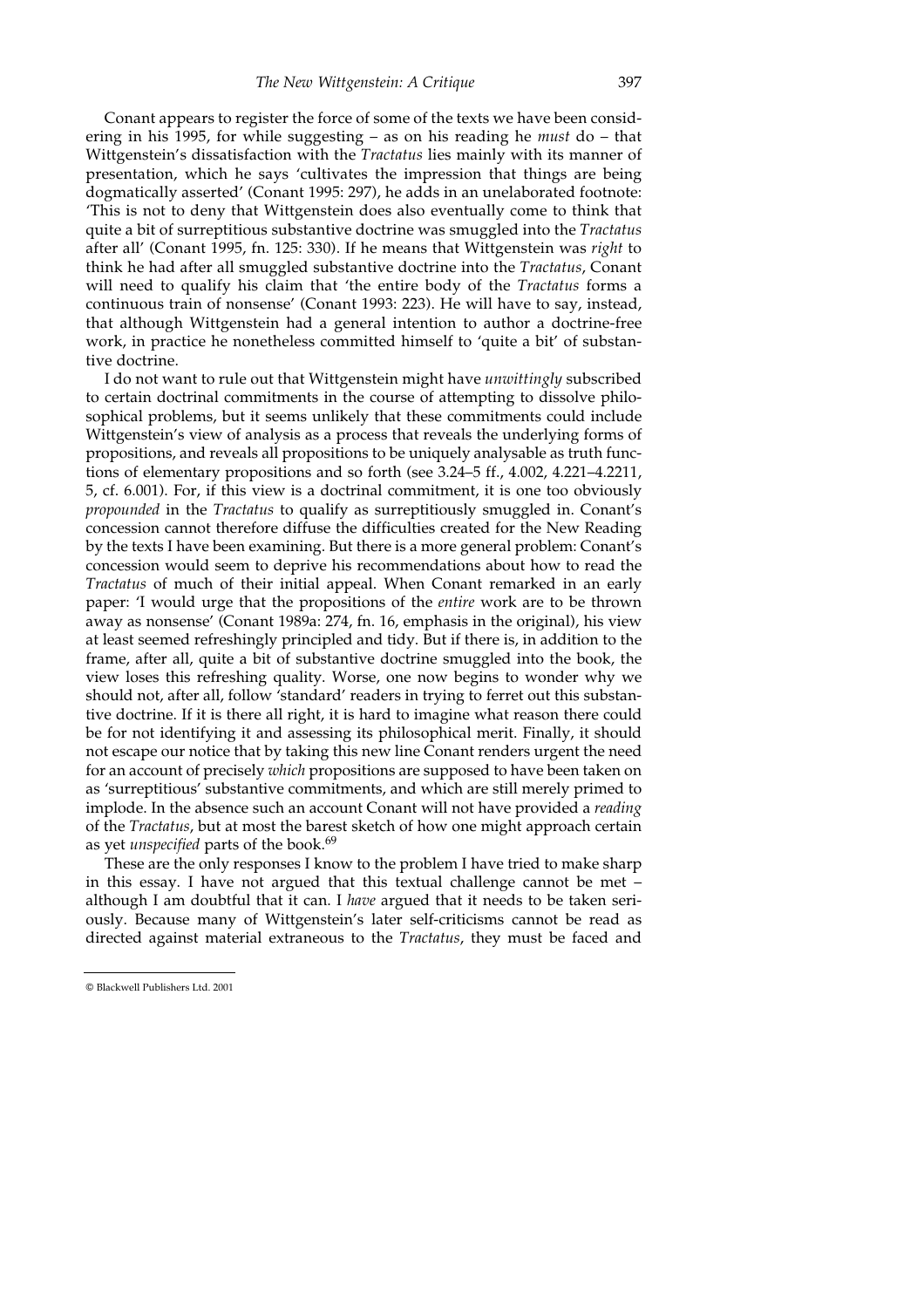Conant appears to register the force of some of the texts we have been considering in his 1995, for while suggesting – as on his reading he *must* do – that Wittgenstein's dissatisfaction with the *Tractatus* lies mainly with its manner of presentation, which he says 'cultivates the impression that things are being dogmatically asserted' (Conant 1995: 297), he adds in an unelaborated footnote: 'This is not to deny that Wittgenstein does also eventually come to think that quite a bit of surreptitious substantive doctrine was smuggled into the *Tractatus* after all' (Conant 1995, fn. 125: 330). If he means that Wittgenstein was *right* to think he had after all smuggled substantive doctrine into the *Tractatus*, Conant will need to qualify his claim that 'the entire body of the *Tractatus* forms a continuous train of nonsense' (Conant 1993: 223). He will have to say, instead, that although Wittgenstein had a general intention to author a doctrine-free work, in practice he nonetheless committed himself to 'quite a bit' of substantive doctrine.

I do not want to rule out that Wittgenstein might have *unwittingly* subscribed to certain doctrinal commitments in the course of attempting to dissolve philosophical problems, but it seems unlikely that these commitments could include Wittgenstein's view of analysis as a process that reveals the underlying forms of propositions, and reveals all propositions to be uniquely analysable as truth functions of elementary propositions and so forth (see 3.24–5 ff., 4.002, 4.221–4.2211, 5, cf. 6.001). For, if this view is a doctrinal commitment, it is one too obviously *propounded* in the *Tractatus* to qualify as surreptitiously smuggled in. Conant's concession cannot therefore diffuse the difficulties created for the New Reading by the texts I have been examining. But there is a more general problem: Conant's concession would seem to deprive his recommendations about how to read the *Tractatus* of much of their initial appeal. When Conant remarked in an early paper: 'I would urge that the propositions of the *entire* work are to be thrown away as nonsense' (Conant 1989a: 274, fn. 16, emphasis in the original), his view at least seemed refreshingly principled and tidy. But if there is, in addition to the frame, after all, quite a bit of substantive doctrine smuggled into the book, the view loses this refreshing quality. Worse, one now begins to wonder why we should not, after all, follow 'standard' readers in trying to ferret out this substantive doctrine. If it is there all right, it is hard to imagine what reason there could be for not identifying it and assessing its philosophical merit. Finally, it should not escape our notice that by taking this new line Conant renders urgent the need for an account of precisely *which* propositions are supposed to have been taken on as 'surreptitious' substantive commitments, and which are still merely primed to implode. In the absence such an account Conant will not have provided a *reading* of the *Tractatus*, but at most the barest sketch of how one might approach certain as yet *unspecified* parts of the book.[69]

These are the only responses I know to the problem I have tried to make sharp in this essay. I have not argued that this textual challenge cannot be met – although I am doubtful that it can. I *have* argued that it needs to be taken seriously. Because many of Wittgenstein's later self-criticisms cannot be read as directed against material extraneous to the *Tractatus*, they must be faced and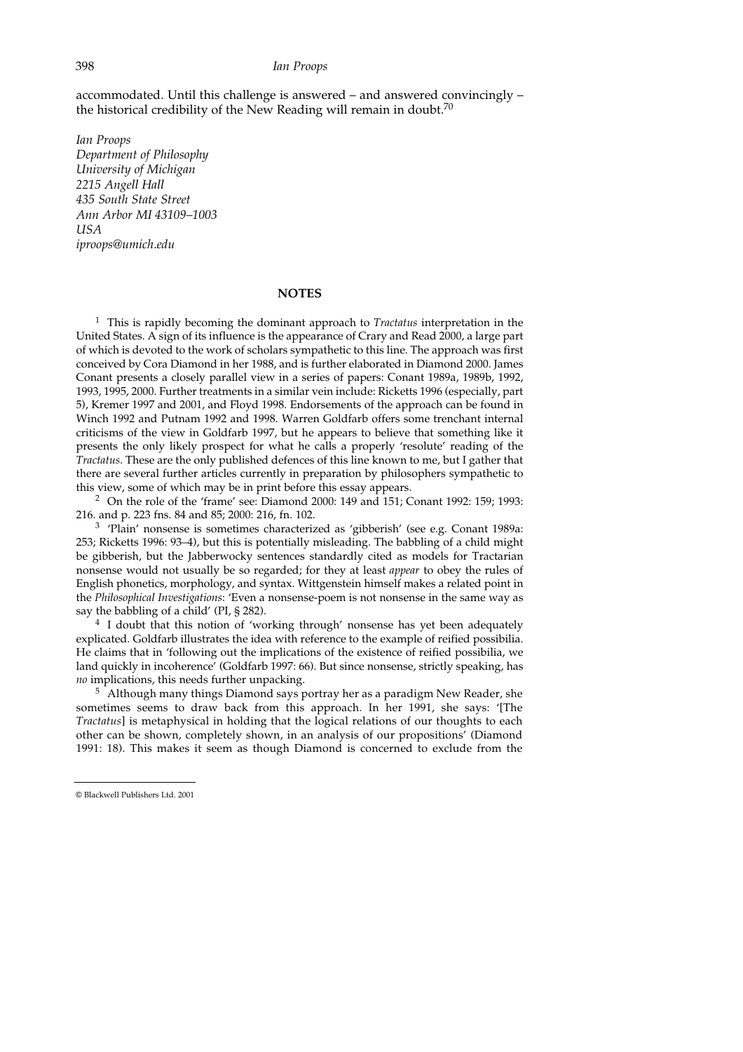accommodated. Until this challenge is answered – and answered convincingly – the historical credibility of the New Reading will remain in doubt.[70]

*Ian Proops*
*Department of Philosophy*
*University of Michigan*
*2215 Angell Hall*
*435 South State Street*
*Ann Arbor MI 43109–1003*
*USA*
*iproops@umich.edu*

## NOTES

[1] This is rapidly becoming the dominant approach to *Tractatus* interpretation in the United States. A sign of its influence is the appearance of Crary and Read 2000, a large part of which is devoted to the work of scholars sympathetic to this line. The approach was first conceived by Cora Diamond in her 1988, and is further elaborated in Diamond 2000. James Conant presents a closely parallel view in a series of papers: Conant 1989a, 1989b, 1992, 1993, 1995, 2000. Further treatments in a similar vein include: Ricketts 1996 (especially, part 5), Kremer 1997 and 2001, and Floyd 1998. Endorsements of the approach can be found in Winch 1992 and Putnam 1992 and 1998. Warren Goldfarb offers some trenchant internal criticisms of the view in Goldfarb 1997, but he appears to believe that something like it presents the only likely prospect for what he calls a properly 'resolute' reading of the *Tractatus*. These are the only published defences of this line known to me, but I gather that there are several further articles currently in preparation by philosophers sympathetic to this view, some of which may be in print before this essay appears.

[2] On the role of the 'frame' see: Diamond 2000: 149 and 151; Conant 1992: 159; 1993: 216. and p. 223 fns. 84 and 85; 2000: 216, fn. 102.

[3] 'Plain' nonsense is sometimes characterized as 'gibberish' (see e.g. Conant 1989a: 253; Ricketts 1996: 93–4), but this is potentially misleading. The babbling of a child might be gibberish, but the Jabberwocky sentences standardly cited as models for Tractarian nonsense would not usually be so regarded; for they at least *appear* to obey the rules of English phonetics, morphology, and syntax. Wittgenstein himself makes a related point in the *Philosophical Investigations*: 'Even a nonsense-poem is not nonsense in the same way as say the babbling of a child' (PI, § 282).

[4] I doubt that this notion of 'working through' nonsense has yet been adequately explicated. Goldfarb illustrates the idea with reference to the example of reified possibilia. He claims that in 'following out the implications of the existence of reified possibilia, we land quickly in incoherence' (Goldfarb 1997: 66). But since nonsense, strictly speaking, has *no* implications, this needs further unpacking.

[5] Although many things Diamond says portray her as a paradigm New Reader, she sometimes seems to draw back from this approach. In her 1991, she says: '[The *Tractatus*] is metaphysical in holding that the logical relations of our thoughts to each other can be shown, completely shown, in an analysis of our propositions' (Diamond 1991: 18). This makes it seem as though Diamond is concerned to exclude from the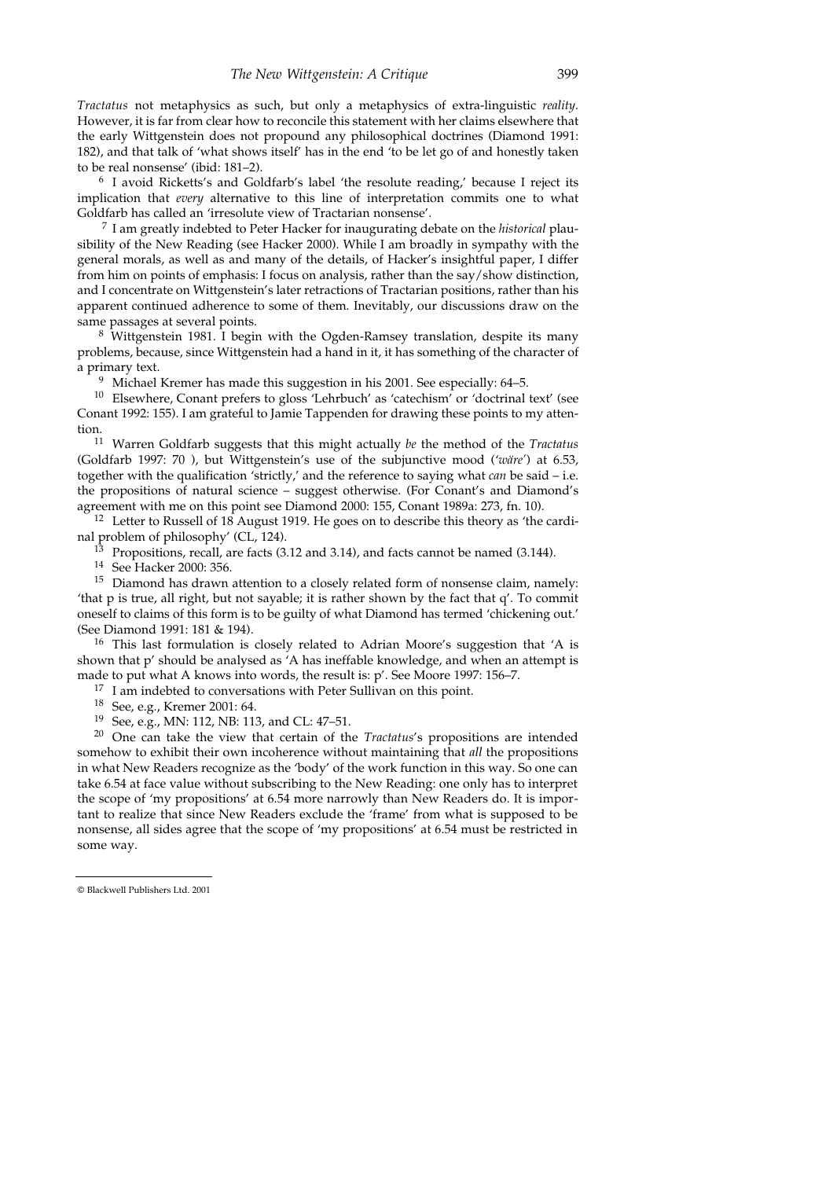*Tractatus* not metaphysics as such, but only a metaphysics of extra-linguistic *reality*. However, it is far from clear how to reconcile this statement with her claims elsewhere that the early Wittgenstein does not propound any philosophical doctrines (Diamond 1991: 182), and that talk of 'what shows itself' has in the end 'to be let go of and honestly taken to be real nonsense' (ibid: 181–2).

[6] I avoid Ricketts's and Goldfarb's label 'the resolute reading,' because I reject its implication that *every* alternative to this line of interpretation commits one to what Goldfarb has called an 'irresolute view of Tractarian nonsense'.

[7] I am greatly indebted to Peter Hacker for inaugurating debate on the *historical* plausibility of the New Reading (see Hacker 2000). While I am broadly in sympathy with the general morals, as well as and many of the details, of Hacker's insightful paper, I differ from him on points of emphasis: I focus on analysis, rather than the say/show distinction, and I concentrate on Wittgenstein's later retractions of Tractarian positions, rather than his apparent continued adherence to some of them. Inevitably, our discussions draw on the same passages at several points.

[8] Wittgenstein 1981. I begin with the Ogden-Ramsey translation, despite its many problems, because, since Wittgenstein had a hand in it, it has something of the character of a primary text.

[9] Michael Kremer has made this suggestion in his 2001. See especially: 64–5.

[10] Elsewhere, Conant prefers to gloss 'Lehrbuch' as 'catechism' or 'doctrinal text' (see Conant 1992: 155). I am grateful to Jamie Tappenden for drawing these points to my attention.

[11] Warren Goldfarb suggests that this might actually *be* the method of the *Tractatus* (Goldfarb 1997: 70 ), but Wittgenstein's use of the subjunctive mood ('*wäre*') at 6.53, together with the qualification 'strictly,' and the reference to saying what *can* be said – i.e. the propositions of natural science – suggest otherwise. (For Conant's and Diamond's agreement with me on this point see Diamond 2000: 155, Conant 1989a: 273, fn. 10).

[12] Letter to Russell of 18 August 1919. He goes on to describe this theory as 'the cardinal problem of philosophy' (CL, 124).

[13] Propositions, recall, are facts (3.12 and 3.14), and facts cannot be named (3.144).

[14] See Hacker 2000: 356.

[15] Diamond has drawn attention to a closely related form of nonsense claim, namely: 'that p is true, all right, but not sayable; it is rather shown by the fact that q'. To commit oneself to claims of this form is to be guilty of what Diamond has termed 'chickening out.' (See Diamond 1991: 181 & 194).

[16] This last formulation is closely related to Adrian Moore's suggestion that 'A is shown that p' should be analysed as 'A has ineffable knowledge, and when an attempt is made to put what A knows into words, the result is: p'. See Moore 1997: 156–7.

[17] I am indebted to conversations with Peter Sullivan on this point.

[18] See, e.g., Kremer 2001: 64.

[19] See, e.g., MN: 112, NB: 113, and CL: 47–51.

[20] One can take the view that certain of the *Tractatus*'s propositions are intended somehow to exhibit their own incoherence without maintaining that *all* the propositions in what New Readers recognize as the 'body' of the work function in this way. So one can take 6.54 at face value without subscribing to the New Reading: one only has to interpret the scope of 'my propositions' at 6.54 more narrowly than New Readers do. It is important to realize that since New Readers exclude the 'frame' from what is supposed to be nonsense, all sides agree that the scope of 'my propositions' at 6.54 must be restricted in some way.

© Blackwell Publishers Ltd. 2001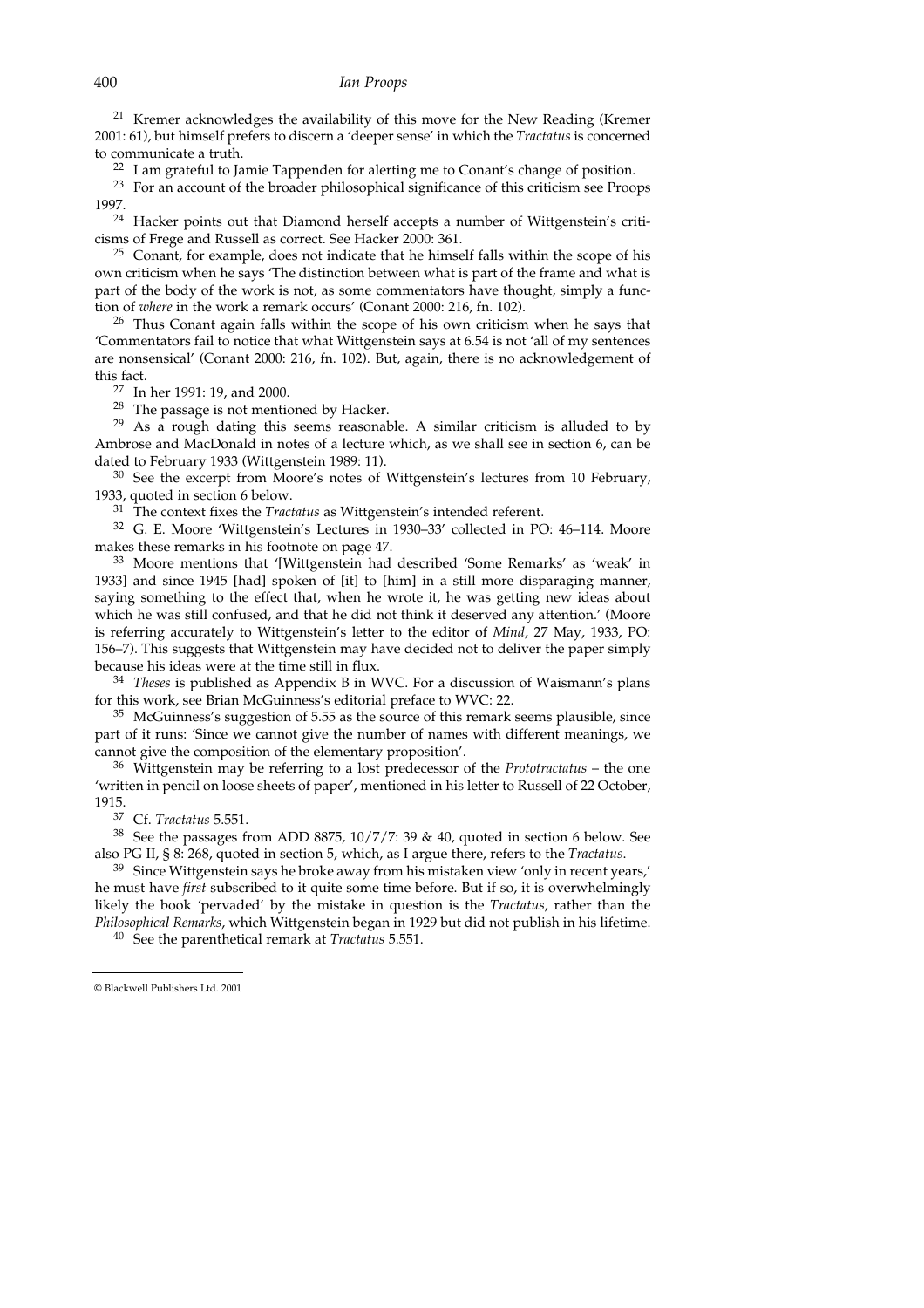[21] Kremer acknowledges the availability of this move for the New Reading (Kremer 2001: 61), but himself prefers to discern a 'deeper sense' in which the *Tractatus* is concerned to communicate a truth.

[22] I am grateful to Jamie Tappenden for alerting me to Conant's change of position.

[23] For an account of the broader philosophical significance of this criticism see Proops 1997.

[24] Hacker points out that Diamond herself accepts a number of Wittgenstein's criticisms of Frege and Russell as correct. See Hacker 2000: 361.

[25] Conant, for example, does not indicate that he himself falls within the scope of his own criticism when he says 'The distinction between what is part of the frame and what is part of the body of the work is not, as some commentators have thought, simply a function of *where* in the work a remark occurs' (Conant 2000: 216, fn. 102).

[26] Thus Conant again falls within the scope of his own criticism when he says that 'Commentators fail to notice that what Wittgenstein says at 6.54 is not 'all of my sentences are nonsensical' (Conant 2000: 216, fn. 102). But, again, there is no acknowledgement of this fact.

[27] In her 1991: 19, and 2000.

[28] The passage is not mentioned by Hacker.

[29] As a rough dating this seems reasonable. A similar criticism is alluded to by Ambrose and MacDonald in notes of a lecture which, as we shall see in section 6, can be dated to February 1933 (Wittgenstein 1989: 11).

[30] See the excerpt from Moore's notes of Wittgenstein's lectures from 10 February, 1933, quoted in section 6 below.

[31] The context fixes the *Tractatus* as Wittgenstein's intended referent.

[32] G. E. Moore 'Wittgenstein's Lectures in 1930–33' collected in PO: 46–114. Moore makes these remarks in his footnote on page 47.

[33] Moore mentions that '[Wittgenstein had described 'Some Remarks' as 'weak' in 1933] and since 1945 [had] spoken of [it] to [him] in a still more disparaging manner, saying something to the effect that, when he wrote it, he was getting new ideas about which he was still confused, and that he did not think it deserved any attention.' (Moore is referring accurately to Wittgenstein's letter to the editor of *Mind*, 27 May, 1933, PO: 156–7). This suggests that Wittgenstein may have decided not to deliver the paper simply because his ideas were at the time still in flux.

[34] *Theses* is published as Appendix B in WVC. For a discussion of Waismann's plans for this work, see Brian McGuinness's editorial preface to WVC: 22.

[35] McGuinness's suggestion of 5.55 as the source of this remark seems plausible, since part of it runs: 'Since we cannot give the number of names with different meanings, we cannot give the composition of the elementary proposition'.

[36] Wittgenstein may be referring to a lost predecessor of the *Prototractatus* – the one 'written in pencil on loose sheets of paper', mentioned in his letter to Russell of 22 October, 1915.

[37] Cf. *Tractatus* 5.551.

[38] See the passages from ADD 8875, 10/7/7: 39 & 40, quoted in section 6 below. See also PG II, § 8: 268, quoted in section 5, which, as I argue there, refers to the *Tractatus*.

[39] Since Wittgenstein says he broke away from his mistaken view 'only in recent years,' he must have *first* subscribed to it quite some time before. But if so, it is overwhelmingly likely the book 'pervaded' by the mistake in question is the *Tractatus*, rather than the *Philosophical Remarks*, which Wittgenstein began in 1929 but did not publish in his lifetime.

[40] See the parenthetical remark at *Tractatus* 5.551.

© Blackwell Publishers Ltd. 2001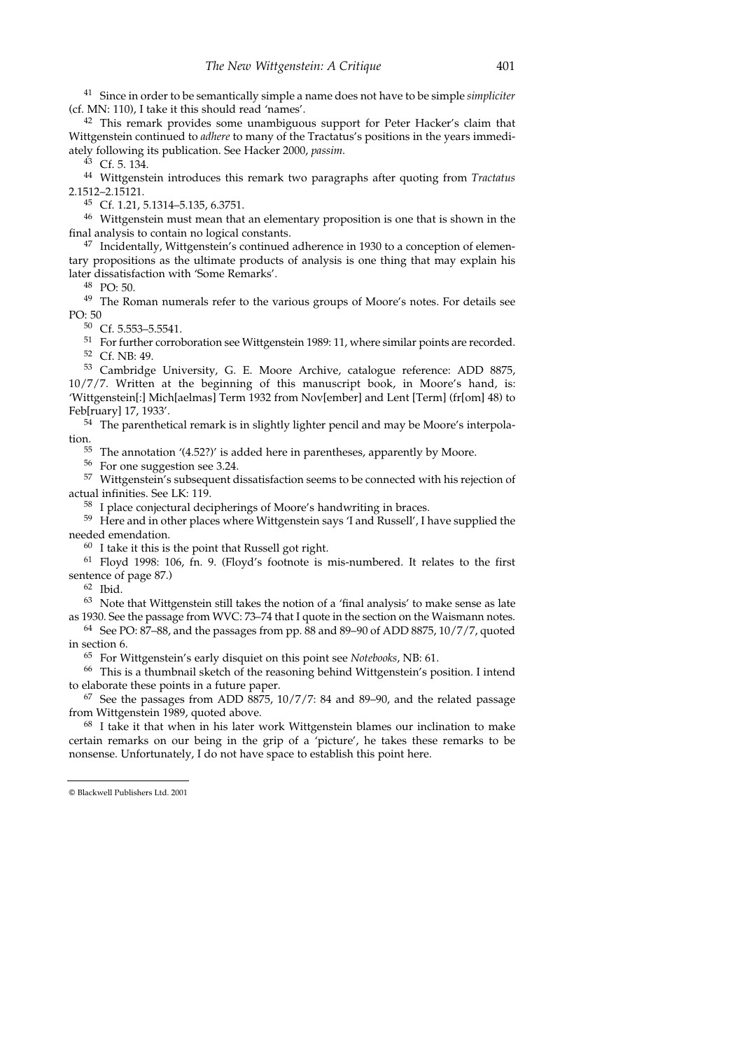[41] Since in order to be semantically simple a name does not have to be simple *simpliciter* (cf. MN: 110), I take it this should read 'names'.

[42] This remark provides some unambiguous support for Peter Hacker's claim that Wittgenstein continued to *adhere* to many of the Tractatus's positions in the years immediately following its publication. See Hacker 2000, *passim*.

[43] Cf. 5. 134.

[44] Wittgenstein introduces this remark two paragraphs after quoting from *Tractatus* 2.1512–2.15121.

[45] Cf. 1.21, 5.1314–5.135, 6.3751.

[46] Wittgenstein must mean that an elementary proposition is one that is shown in the final analysis to contain no logical constants.

[47] Incidentally, Wittgenstein's continued adherence in 1930 to a conception of elementary propositions as the ultimate products of analysis is one thing that may explain his later dissatisfaction with 'Some Remarks'.

[48] PO: 50.

[49] The Roman numerals refer to the various groups of Moore's notes. For details see PO: 50

[50] Cf. 5.553–5.5541.

[51] For further corroboration see Wittgenstein 1989: 11, where similar points are recorded.

[52] Cf. NB: 49.

[53] Cambridge University, G. E. Moore Archive, catalogue reference: ADD 8875, 10/7/7. Written at the beginning of this manuscript book, in Moore's hand, is: 'Wittgenstein[:] Mich[aelmas] Term 1932 from Nov[ember] and Lent [Term] (fr[om] 48) to Feb[ruary] 17, 1933'.

[54] The parenthetical remark is in slightly lighter pencil and may be Moore's interpolation.

[55] The annotation '(4.52?)' is added here in parentheses, apparently by Moore.

[56] For one suggestion see 3.24.

[57] Wittgenstein's subsequent dissatisfaction seems to be connected with his rejection of actual infinities. See LK: 119.

[58] I place conjectural decipherings of Moore's handwriting in braces.

[59] Here and in other places where Wittgenstein says 'I and Russell', I have supplied the needed emendation.

[60] I take it this is the point that Russell got right.

[61] Floyd 1998: 106, fn. 9. (Floyd's footnote is mis-numbered. It relates to the first sentence of page 87.)

[62] Ibid.

[63] Note that Wittgenstein still takes the notion of a 'final analysis' to make sense as late as 1930. See the passage from WVC: 73–74 that I quote in the section on the Waismann notes.

[64] See PO: 87–88, and the passages from pp. 88 and 89–90 of ADD 8875, 10/7/7, quoted in section 6.

[65] For Wittgenstein's early disquiet on this point see *Notebooks*, NB: 61.

[66] This is a thumbnail sketch of the reasoning behind Wittgenstein's position. I intend to elaborate these points in a future paper.

[67] See the passages from ADD 8875, 10/7/7: 84 and 89–90, and the related passage from Wittgenstein 1989, quoted above.

[68] I take it that when in his later work Wittgenstein blames our inclination to make certain remarks on our being in the grip of a 'picture', he takes these remarks to be nonsense. Unfortunately, I do not have space to establish this point here.

© Blackwell Publishers Ltd. 2001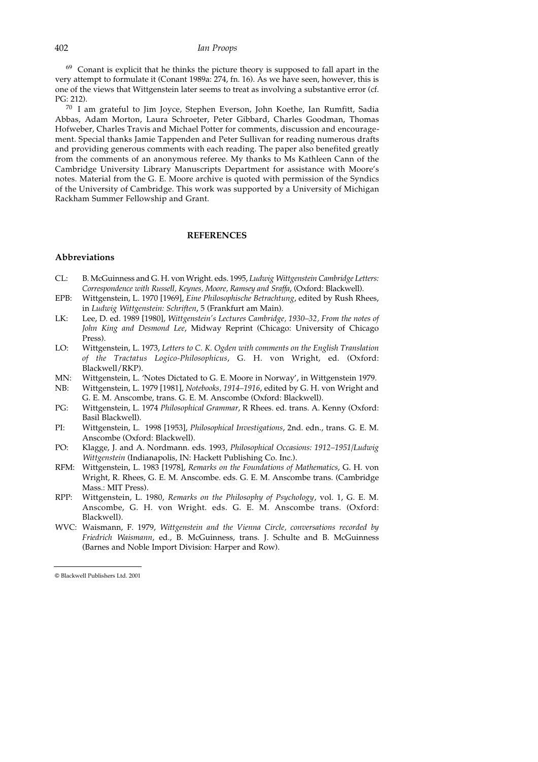[69] Conant is explicit that he thinks the picture theory is supposed to fall apart in the very attempt to formulate it (Conant 1989a: 274, fn. 16). As we have seen, however, this is one of the views that Wittgenstein later seems to treat as involving a substantive error (cf. PG: 212).

[70] I am grateful to Jim Joyce, Stephen Everson, John Koethe, Ian Rumfitt, Sadia Abbas, Adam Morton, Laura Schroeter, Peter Gibbard, Charles Goodman, Thomas Hofweber, Charles Travis and Michael Potter for comments, discussion and encouragement. Special thanks Jamie Tappenden and Peter Sullivan for reading numerous drafts and providing generous comments with each reading. The paper also benefited greatly from the comments of an anonymous referee. My thanks to Ms Kathleen Cann of the Cambridge University Library Manuscripts Department for assistance with Moore's notes. Material from the G. E. Moore archive is quoted with permission of the Syndics of the University of Cambridge. This work was supported by a University of Michigan Rackham Summer Fellowship and Grant.

## REFERENCES

### Abbreviations

- CL: B. McGuinness and G. H. von Wright. eds. 1995, *Ludwig Wittgenstein Cambridge Letters: Correspondence with Russell, Keynes, Moore, Ramsey and Sraffa*, (Oxford: Blackwell).
- EPB: Wittgenstein, L. 1970 [1969], *Eine Philosophische Betrachtung*, edited by Rush Rhees, in *Ludwig Wittgenstein: Schriften*, 5 (Frankfurt am Main).
- LK: Lee, D. ed. 1989 [1980], *Wittgenstein's Lectures Cambridge, 1930–32, From the notes of John King and Desmond Lee*, Midway Reprint (Chicago: University of Chicago Press).
- LO: Wittgenstein, L. 1973, *Letters to C. K. Ogden with comments on the English Translation of the Tractatus Logico-Philosophicus*, G. H. von Wright, ed. (Oxford: Blackwell/RKP).
- MN: Wittgenstein, L. 'Notes Dictated to G. E. Moore in Norway', in Wittgenstein 1979.
- NB: Wittgenstein, L. 1979 [1981], *Notebooks, 1914–1916*, edited by G. H. von Wright and G. E. M. Anscombe, trans. G. E. M. Anscombe (Oxford: Blackwell).
- PG: Wittgenstein, L. 1974 *Philosophical Grammar*, R Rhees. ed. trans. A. Kenny (Oxford: Basil Blackwell).
- PI: Wittgenstein, L. 1998 [1953], *Philosophical Investigations*, 2nd. edn., trans. G. E. M. Anscombe (Oxford: Blackwell).
- PO: Klagge, J. and A. Nordmann. eds. 1993, *Philosophical Occasions: 1912–1951/Ludwig Wittgenstein* (Indianapolis, IN: Hackett Publishing Co. Inc.).
- RFM: Wittgenstein, L. 1983 [1978], *Remarks on the Foundations of Mathematics*, G. H. von Wright, R. Rhees, G. E. M. Anscombe. eds. G. E. M. Anscombe trans. (Cambridge Mass.: MIT Press).
- RPP: Wittgenstein, L. 1980, *Remarks on the Philosophy of Psychology*, vol. 1, G. E. M. Anscombe, G. H. von Wright. eds. G. E. M. Anscombe trans. (Oxford: Blackwell).
- WVC: Waismann, F. 1979, *Wittgenstein and the Vienna Circle, conversations recorded by Friedrich Waismann*, ed., B. McGuinness, trans. J. Schulte and B. McGuinness (Barnes and Noble Import Division: Harper and Row).

© Blackwell Publishers Ltd. 2001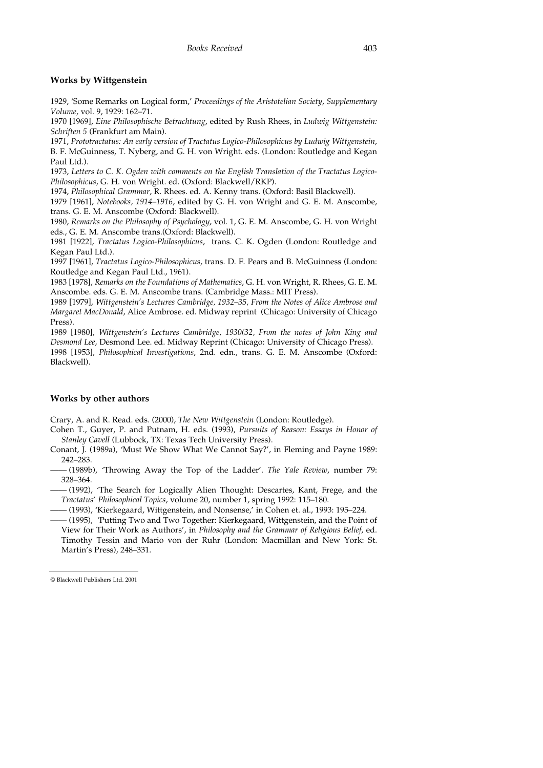## Works by Wittgenstein

1929, 'Some Remarks on Logical form,' *Proceedings of the Aristotelian Society*, *Supplementary Volume*, vol. 9, 1929: 162–71.

1970 [1969], *Eine Philosophische Betrachtung*, edited by Rush Rhees, in *Ludwig Wittgenstein: Schriften 5* (Frankfurt am Main).

1971, *Prototractatus: An early version of Tractatus Logico-Philosophicus by Ludwig Wittgenstein*, B. F. McGuinness, T. Nyberg, and G. H. von Wright. eds. (London: Routledge and Kegan Paul Ltd.).

1973, *Letters to C. K. Ogden with comments on the English Translation of the Tractatus Logico-Philosophicus*, G. H. von Wright. ed. (Oxford: Blackwell/RKP).

1974, *Philosophical Grammar*, R. Rhees. ed. A. Kenny trans. (Oxford: Basil Blackwell).

1979 [1961], *Notebooks, 1914–1916*, edited by G. H. von Wright and G. E. M. Anscombe, trans. G. E. M. Anscombe (Oxford: Blackwell).

1980, *Remarks on the Philosophy of Psychology*, vol. 1, G. E. M. Anscombe, G. H. von Wright eds., G. E. M. Anscombe trans.(Oxford: Blackwell).

1981 [1922], *Tractatus Logico-Philosophicus*, trans. C. K. Ogden (London: Routledge and Kegan Paul Ltd.).

1997 [1961], *Tractatus Logico-Philosophicus*, trans. D. F. Pears and B. McGuinness (London: Routledge and Kegan Paul Ltd., 1961).

1983 [1978], *Remarks on the Foundations of Mathematics*, G. H. von Wright, R. Rhees, G. E. M. Anscombe. eds. G. E. M. Anscombe trans. (Cambridge Mass.: MIT Press).

1989 [1979], *Wittgenstein's Lectures Cambridge, 1932–35, From the Notes of Alice Ambrose and Margaret MacDonald*, Alice Ambrose. ed. Midway reprint (Chicago: University of Chicago Press).

1989 [1980], *Wittgenstein's Lectures Cambridge, 1930(32, From the notes of John King and Desmond Lee*, Desmond Lee. ed. Midway Reprint (Chicago: University of Chicago Press).

1998 [1953], *Philosophical Investigations*, 2nd. edn., trans. G. E. M. Anscombe (Oxford: Blackwell).

## Works by other authors

Crary, A. and R. Read. eds. (2000), *The New Wittgenstein* (London: Routledge).

Cohen T., Guyer, P. and Putnam, H. eds. (1993), *Pursuits of Reason: Essays in Honor of Stanley Cavell* (Lubbock, TX: Texas Tech University Press).

Conant, J. (1989a), 'Must We Show What We Cannot Say?', in Fleming and Payne 1989: 242–283.

—— (1989b), 'Throwing Away the Top of the Ladder'. *The Yale Review*, number 79: 328–364.

—— (1992), 'The Search for Logically Alien Thought: Descartes, Kant, Frege, and the *Tractatus*' *Philosophical Topics*, volume 20, number 1, spring 1992: 115–180.

—— (1993), 'Kierkegaard, Wittgenstein, and Nonsense,' in Cohen et. al., 1993: 195–224.

—— (1995), 'Putting Two and Two Together: Kierkegaard, Wittgenstein, and the Point of View for Their Work as Authors', in *Philosophy and the Grammar of Religious Belief*, ed. Timothy Tessin and Mario von der Ruhr (London: Macmillan and New York: St. Martin's Press), 248–331.

© Blackwell Publishers Ltd. 2001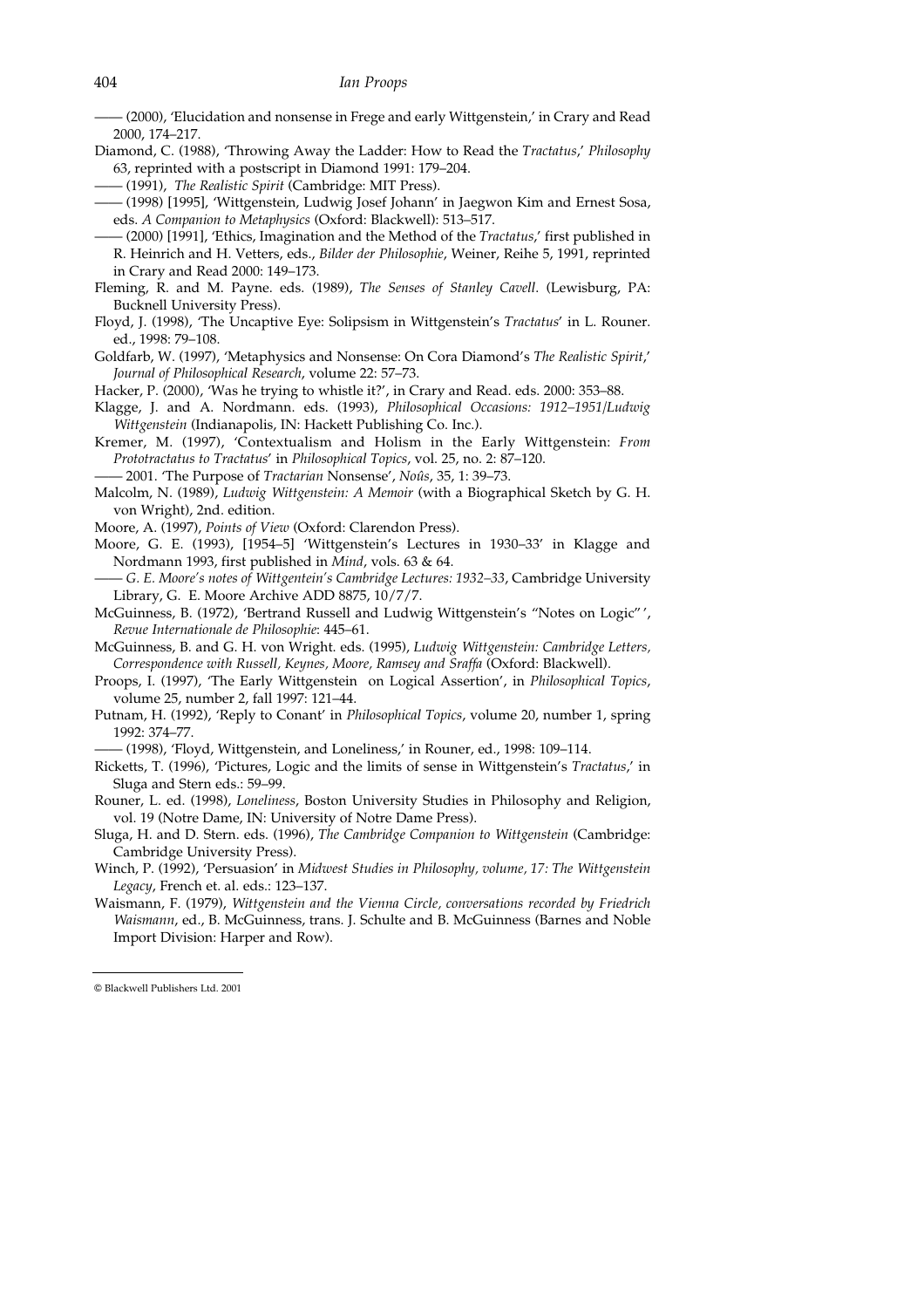—— (2000), 'Elucidation and nonsense in Frege and early Wittgenstein,' in Crary and Read 2000, 174–217.

Diamond, C. (1988), 'Throwing Away the Ladder: How to Read the *Tractatus*,' *Philosophy* 63, reprinted with a postscript in Diamond 1991: 179–204.

—— (1991), *The Realistic Spirit* (Cambridge: MIT Press).

—— (1998) [1995], 'Wittgenstein, Ludwig Josef Johann' in Jaegwon Kim and Ernest Sosa, eds. *A Companion to Metaphysics* (Oxford: Blackwell): 513–517.

—— (2000) [1991], 'Ethics, Imagination and the Method of the *Tractatus*,' first published in R. Heinrich and H. Vetters, eds., *Bilder der Philosophie*, Weiner, Reihe 5, 1991, reprinted in Crary and Read 2000: 149–173.

Fleming, R. and M. Payne. eds. (1989), *The Senses of Stanley Cavell*. (Lewisburg, PA: Bucknell University Press).

Floyd, J. (1998), 'The Uncaptive Eye: Solipsism in Wittgenstein's *Tractatus*' in L. Rouner. ed., 1998: 79–108.

Goldfarb, W. (1997), 'Metaphysics and Nonsense: On Cora Diamond's *The Realistic Spirit*,' *Journal of Philosophical Research*, volume 22: 57–73.

Hacker, P. (2000), 'Was he trying to whistle it?', in Crary and Read. eds. 2000: 353–88.

Klagge, J. and A. Nordmann. eds. (1993), *Philosophical Occasions: 1912–1951/Ludwig Wittgenstein* (Indianapolis, IN: Hackett Publishing Co. Inc.).

Kremer, M. (1997), 'Contextualism and Holism in the Early Wittgenstein: *From Prototractatus to Tractatus*' in *Philosophical Topics*, vol. 25, no. 2: 87–120.

—— 2001. 'The Purpose of *Tractarian* Nonsense', *Noûs*, 35, 1: 39–73.

Malcolm, N. (1989), *Ludwig Wittgenstein: A Memoir* (with a Biographical Sketch by G. H. von Wright), 2nd. edition.

Moore, A. (1997), *Points of View* (Oxford: Clarendon Press).

Moore, G. E. (1993), [1954–5] 'Wittgenstein's Lectures in 1930–33' in Klagge and Nordmann 1993, first published in *Mind*, vols. 63 & 64.

—— *G. E. Moore's notes of Wittgentein's Cambridge Lectures: 1932–33*, Cambridge University Library, G. E. Moore Archive ADD 8875, 10/7/7.

McGuinness, B. (1972), 'Bertrand Russell and Ludwig Wittgenstein's "Notes on Logic"', *Revue Internationale de Philosophie*: 445–61.

McGuinness, B. and G. H. von Wright. eds. (1995), *Ludwig Wittgenstein: Cambridge Letters, Correspondence with Russell, Keynes, Moore, Ramsey and Sraffa* (Oxford: Blackwell).

Proops, I. (1997), 'The Early Wittgenstein on Logical Assertion', in *Philosophical Topics*, volume 25, number 2, fall 1997: 121–44.

Putnam, H. (1992), 'Reply to Conant' in *Philosophical Topics*, volume 20, number 1, spring 1992: 374–77.

—— (1998), 'Floyd, Wittgenstein, and Loneliness,' in Rouner, ed., 1998: 109–114.

Ricketts, T. (1996), 'Pictures, Logic and the limits of sense in Wittgenstein's *Tractatus*,' in Sluga and Stern eds.: 59–99.

Rouner, L. ed. (1998), *Loneliness*, Boston University Studies in Philosophy and Religion, vol. 19 (Notre Dame, IN: University of Notre Dame Press).

Sluga, H. and D. Stern. eds. (1996), *The Cambridge Companion to Wittgenstein* (Cambridge: Cambridge University Press).

Winch, P. (1992), 'Persuasion' in *Midwest Studies in Philosophy, volume, 17: The Wittgenstein Legacy*, French et. al. eds.: 123–137.

Waismann, F. (1979), *Wittgenstein and the Vienna Circle, conversations recorded by Friedrich Waismann*, ed., B. McGuinness, trans. J. Schulte and B. McGuinness (Barnes and Noble Import Division: Harper and Row).

© Blackwell Publishers Ltd. 2001